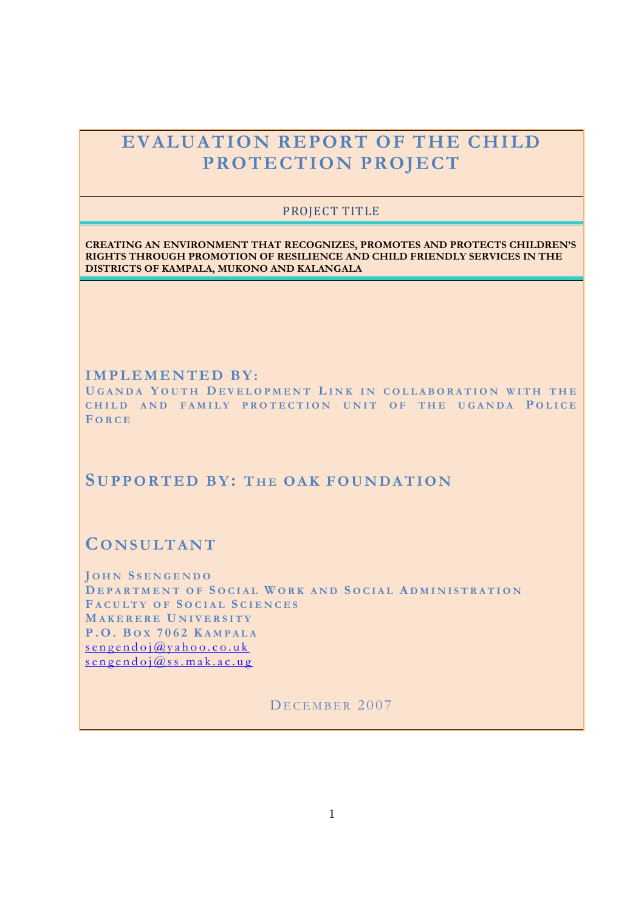# EVALUATION REPORT OF THE CHILD PROTECTION PROJECT

PROJECT TITLE

**CREATING AN ENVIRONMENT THAT RECOGNIZES, PROMOTES AND PROTECTS CHILDREN'S RIGHTS THROUGH PROMOTION OF RESILIENCE AND CHILD FRIENDLY SERVICES IN THE DISTRICTS OF KAMPALA, MUKONO AND KALANGALA**

## IMPLEMENTED BY:

UGANDA YOUTH DEVELOPMENT LINK IN COLLABORATION WITH THE CHILD AND FAMILY PROTECTION UNIT OF THE UGANDA POLICE FORCE

## SUPPORTED BY: THE OAK FOUNDATION

## CONSULTANT

JOHN SSENGENDO
DEPARTMENT OF SOCIAL WORK AND SOCIAL ADMINISTRATION
FACULTY OF SOCIAL SCIENCES
MAKERERE UNIVERSITY
P.O. BOX 7062 KAMPALA
sengendoj@yahoo.co.uk
sengendoj@ss.mak.ac.ug

DECEMBER 2007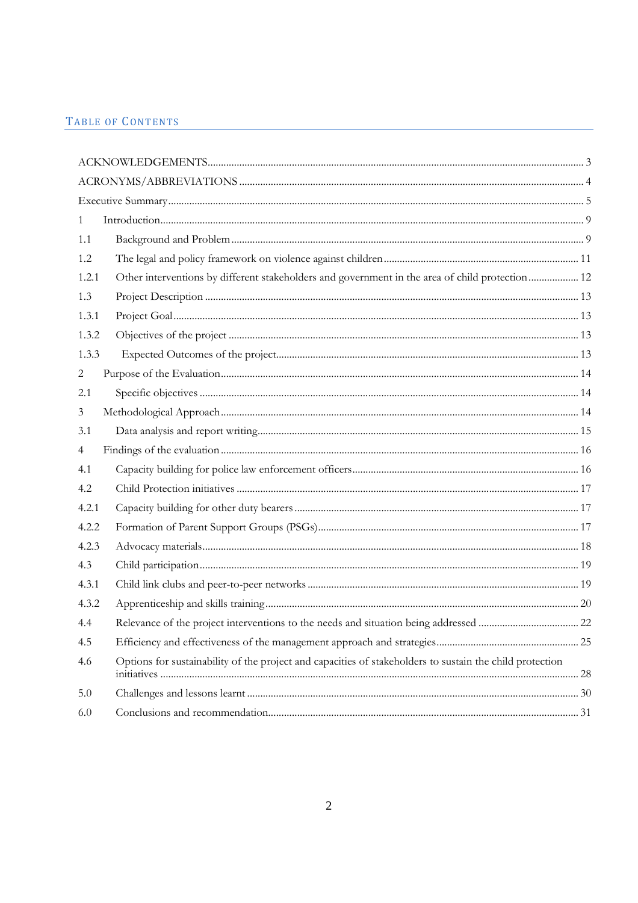## TABLE OF CONTENTS

ACKNOWLEDGEMENTS ... 3

ACRONYMS/ABBREVIATIONS ... 4

Executive Summary ... 5

1 Introduction ... 9

1.1 Background and Problem ... 9

1.2 The legal and policy framework on violence against children ... 11

1.2.1 Other interventions by different stakeholders and government in the area of child protection ... 12

1.3 Project Description ... 13

1.3.1 Project Goal ... 13

1.3.2 Objectives of the project ... 13

1.3.3 Expected Outcomes of the project ... 13

2 Purpose of the Evaluation ... 14

2.1 Specific objectives ... 14

3 Methodological Approach ... 14

3.1 Data analysis and report writing ... 15

4 Findings of the evaluation ... 16

4.1 Capacity building for police law enforcement officers ... 16

4.2 Child Protection initiatives ... 17

4.2.1 Capacity building for other duty bearers ... 17

4.2.2 Formation of Parent Support Groups (PSGs) ... 17

4.2.3 Advocacy materials ... 18

4.3 Child participation ... 19

4.3.1 Child link clubs and peer-to-peer networks ... 19

4.3.2 Apprenticeship and skills training ... 20

4.4 Relevance of the project interventions to the needs and situation being addressed ... 22

4.5 Efficiency and effectiveness of the management approach and strategies ... 25

4.6 Options for sustainability of the project and capacities of stakeholders to sustain the child protection initiatives ... 28

5.0 Challenges and lessons learnt ... 30

6.0 Conclusions and recommendation ... 31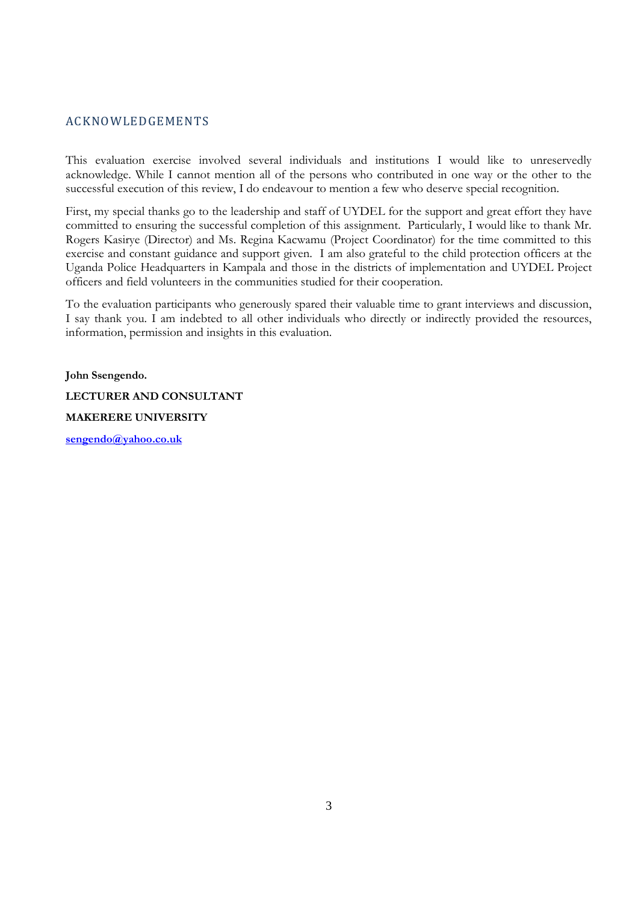## ACKNOWLEDGEMENTS

This evaluation exercise involved several individuals and institutions I would like to unreservedly acknowledge. While I cannot mention all of the persons who contributed in one way or the other to the successful execution of this review, I do endeavour to mention a few who deserve special recognition.

First, my special thanks go to the leadership and staff of UYDEL for the support and great effort they have committed to ensuring the successful completion of this assignment. Particularly, I would like to thank Mr. Rogers Kasirye (Director) and Ms. Regina Kacwamu (Project Coordinator) for the time committed to this exercise and constant guidance and support given. I am also grateful to the child protection officers at the Uganda Police Headquarters in Kampala and those in the districts of implementation and UYDEL Project officers and field volunteers in the communities studied for their cooperation.

To the evaluation participants who generously spared their valuable time to grant interviews and discussion, I say thank you. I am indebted to all other individuals who directly or indirectly provided the resources, information, permission and insights in this evaluation.

**John Ssengendo.**

**LECTURER AND CONSULTANT**

**MAKERERE UNIVERSITY**

**sengendo@yahoo.co.uk**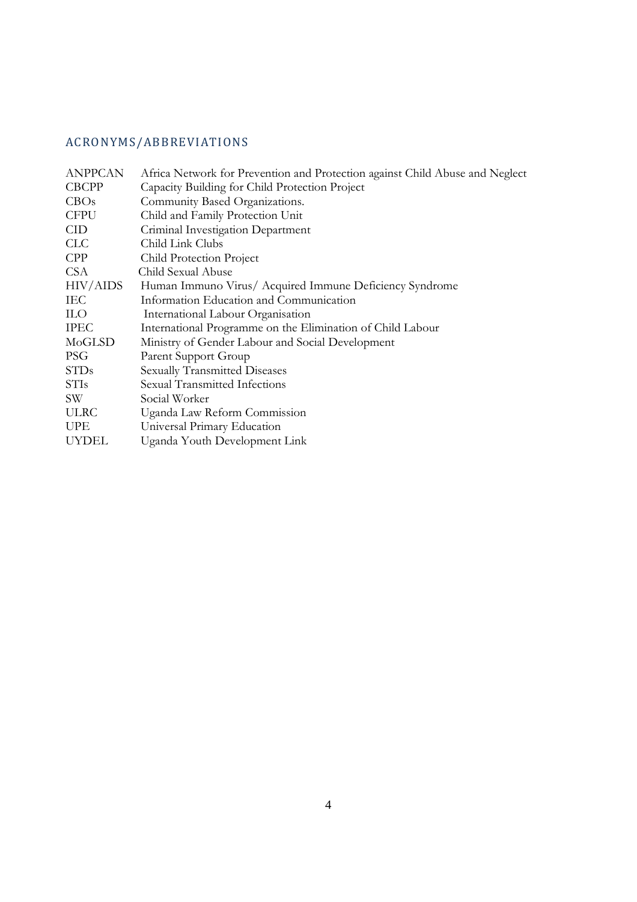## ACRONYMS/ABBREVIATIONS

| | |
|---|---|
| ANPPCAN | Africa Network for Prevention and Protection against Child Abuse and Neglect |
| CBCPP | Capacity Building for Child Protection Project |
| CBOs | Community Based Organizations. |
| CFPU | Child and Family Protection Unit |
| CID | Criminal Investigation Department |
| CLC | Child Link Clubs |
| CPP | Child Protection Project |
| CSA | Child Sexual Abuse |
| HIV/AIDS | Human Immuno Virus/ Acquired Immune Deficiency Syndrome |
| IEC | Information Education and Communication |
| ILO | International Labour Organisation |
| IPEC | International Programme on the Elimination of Child Labour |
| MoGLSD | Ministry of Gender Labour and Social Development |
| PSG | Parent Support Group |
| STDs | Sexually Transmitted Diseases |
| STIs | Sexual Transmitted Infections |
| SW | Social Worker |
| ULRC | Uganda Law Reform Commission |
| UPE | Universal Primary Education |
| UYDEL | Uganda Youth Development Link |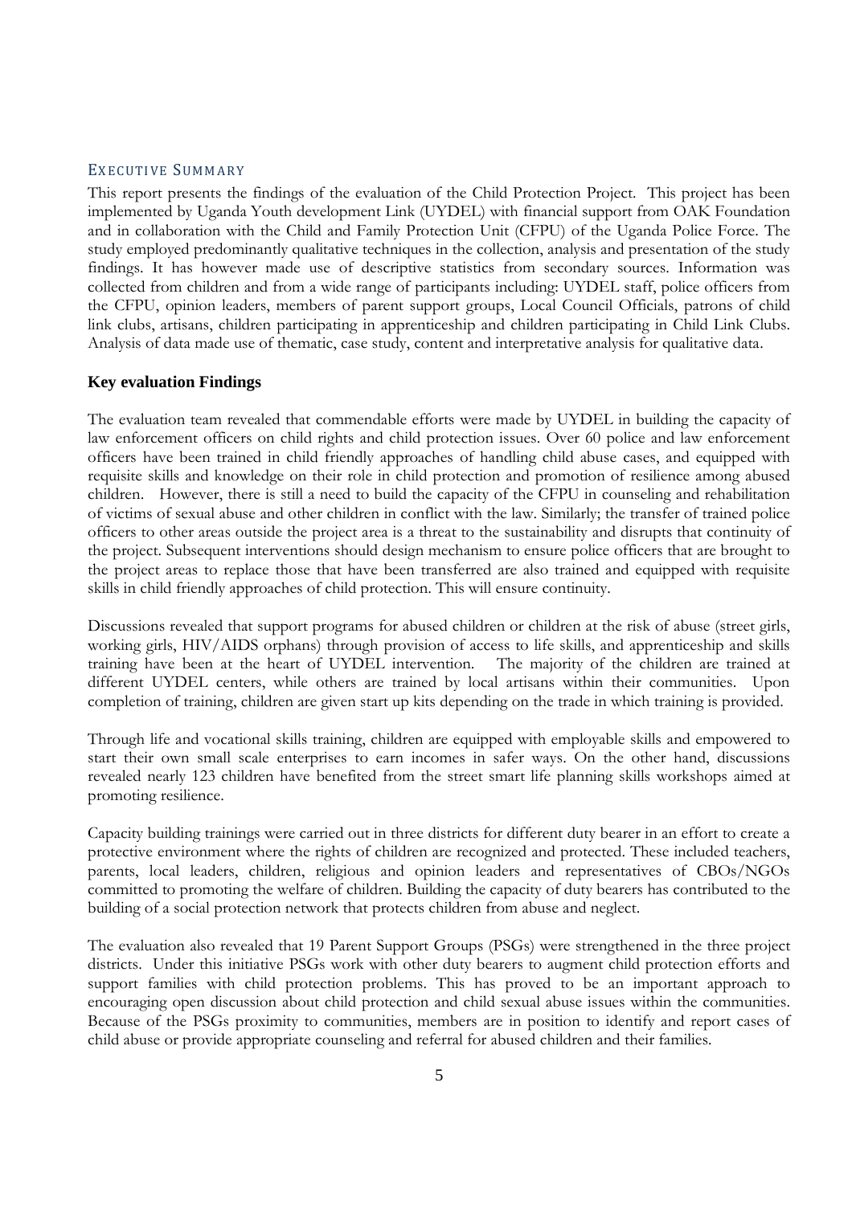## Executive Summary

This report presents the findings of the evaluation of the Child Protection Project. This project has been implemented by Uganda Youth development Link (UYDEL) with financial support from OAK Foundation and in collaboration with the Child and Family Protection Unit (CFPU) of the Uganda Police Force. The study employed predominantly qualitative techniques in the collection, analysis and presentation of the study findings. It has however made use of descriptive statistics from secondary sources. Information was collected from children and from a wide range of participants including: UYDEL staff, police officers from the CFPU, opinion leaders, members of parent support groups, Local Council Officials, patrons of child link clubs, artisans, children participating in apprenticeship and children participating in Child Link Clubs. Analysis of data made use of thematic, case study, content and interpretative analysis for qualitative data.

### Key evaluation Findings

The evaluation team revealed that commendable efforts were made by UYDEL in building the capacity of law enforcement officers on child rights and child protection issues. Over 60 police and law enforcement officers have been trained in child friendly approaches of handling child abuse cases, and equipped with requisite skills and knowledge on their role in child protection and promotion of resilience among abused children. However, there is still a need to build the capacity of the CFPU in counseling and rehabilitation of victims of sexual abuse and other children in conflict with the law. Similarly; the transfer of trained police officers to other areas outside the project area is a threat to the sustainability and disrupts that continuity of the project. Subsequent interventions should design mechanism to ensure police officers that are brought to the project areas to replace those that have been transferred are also trained and equipped with requisite skills in child friendly approaches of child protection. This will ensure continuity.

Discussions revealed that support programs for abused children or children at the risk of abuse (street girls, working girls, HIV/AIDS orphans) through provision of access to life skills, and apprenticeship and skills training have been at the heart of UYDEL intervention. The majority of the children are trained at different UYDEL centers, while others are trained by local artisans within their communities. Upon completion of training, children are given start up kits depending on the trade in which training is provided.

Through life and vocational skills training, children are equipped with employable skills and empowered to start their own small scale enterprises to earn incomes in safer ways. On the other hand, discussions revealed nearly 123 children have benefited from the street smart life planning skills workshops aimed at promoting resilience.

Capacity building trainings were carried out in three districts for different duty bearer in an effort to create a protective environment where the rights of children are recognized and protected. These included teachers, parents, local leaders, children, religious and opinion leaders and representatives of CBOs/NGOs committed to promoting the welfare of children. Building the capacity of duty bearers has contributed to the building of a social protection network that protects children from abuse and neglect.

The evaluation also revealed that 19 Parent Support Groups (PSGs) were strengthened in the three project districts. Under this initiative PSGs work with other duty bearers to augment child protection efforts and support families with child protection problems. This has proved to be an important approach to encouraging open discussion about child protection and child sexual abuse issues within the communities. Because of the PSGs proximity to communities, members are in position to identify and report cases of child abuse or provide appropriate counseling and referral for abused children and their families.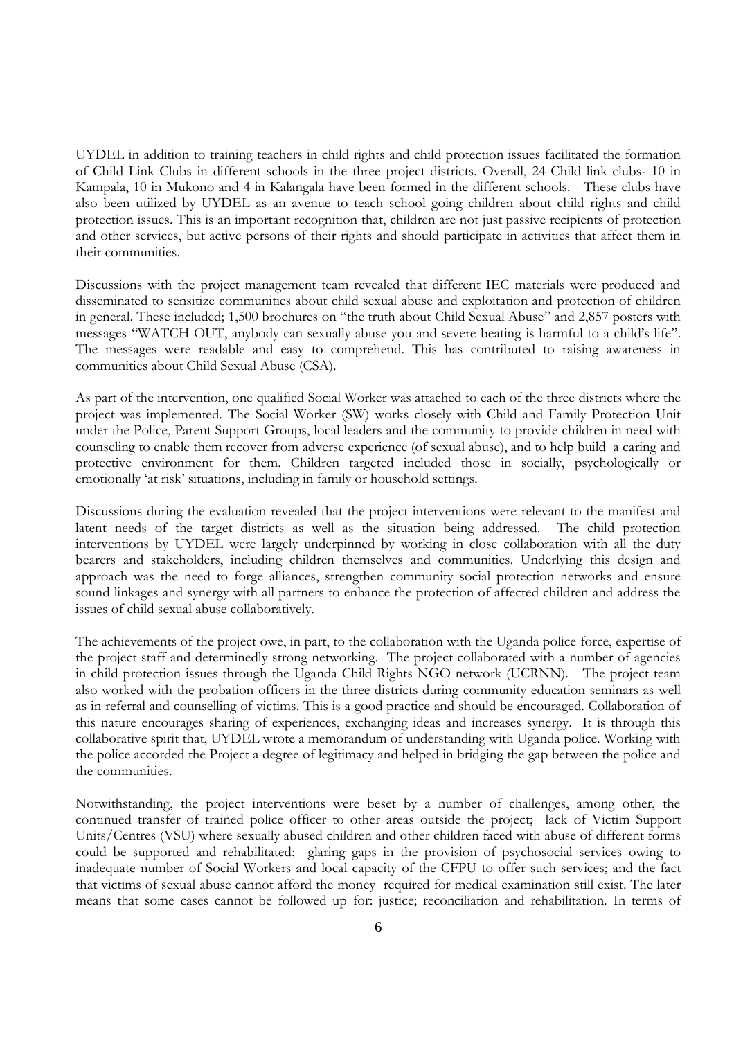UYDEL in addition to training teachers in child rights and child protection issues facilitated the formation of Child Link Clubs in different schools in the three project districts. Overall, 24 Child link clubs- 10 in Kampala, 10 in Mukono and 4 in Kalangala have been formed in the different schools. These clubs have also been utilized by UYDEL as an avenue to teach school going children about child rights and child protection issues. This is an important recognition that, children are not just passive recipients of protection and other services, but active persons of their rights and should participate in activities that affect them in their communities.

Discussions with the project management team revealed that different IEC materials were produced and disseminated to sensitize communities about child sexual abuse and exploitation and protection of children in general. These included; 1,500 brochures on "the truth about Child Sexual Abuse" and 2,857 posters with messages "WATCH OUT, anybody can sexually abuse you and severe beating is harmful to a child's life". The messages were readable and easy to comprehend. This has contributed to raising awareness in communities about Child Sexual Abuse (CSA).

As part of the intervention, one qualified Social Worker was attached to each of the three districts where the project was implemented. The Social Worker (SW) works closely with Child and Family Protection Unit under the Police, Parent Support Groups, local leaders and the community to provide children in need with counseling to enable them recover from adverse experience (of sexual abuse), and to help build a caring and protective environment for them. Children targeted included those in socially, psychologically or emotionally 'at risk' situations, including in family or household settings.

Discussions during the evaluation revealed that the project interventions were relevant to the manifest and latent needs of the target districts as well as the situation being addressed. The child protection interventions by UYDEL were largely underpinned by working in close collaboration with all the duty bearers and stakeholders, including children themselves and communities. Underlying this design and approach was the need to forge alliances, strengthen community social protection networks and ensure sound linkages and synergy with all partners to enhance the protection of affected children and address the issues of child sexual abuse collaboratively.

The achievements of the project owe, in part, to the collaboration with the Uganda police force, expertise of the project staff and determinedly strong networking. The project collaborated with a number of agencies in child protection issues through the Uganda Child Rights NGO network (UCRNN). The project team also worked with the probation officers in the three districts during community education seminars as well as in referral and counselling of victims. This is a good practice and should be encouraged. Collaboration of this nature encourages sharing of experiences, exchanging ideas and increases synergy. It is through this collaborative spirit that, UYDEL wrote a memorandum of understanding with Uganda police. Working with the police accorded the Project a degree of legitimacy and helped in bridging the gap between the police and the communities.

Notwithstanding, the project interventions were beset by a number of challenges, among other, the continued transfer of trained police officer to other areas outside the project; lack of Victim Support Units/Centres (VSU) where sexually abused children and other children faced with abuse of different forms could be supported and rehabilitated; glaring gaps in the provision of psychosocial services owing to inadequate number of Social Workers and local capacity of the CFPU to offer such services; and the fact that victims of sexual abuse cannot afford the money required for medical examination still exist. The later means that some cases cannot be followed up for: justice; reconciliation and rehabilitation. In terms of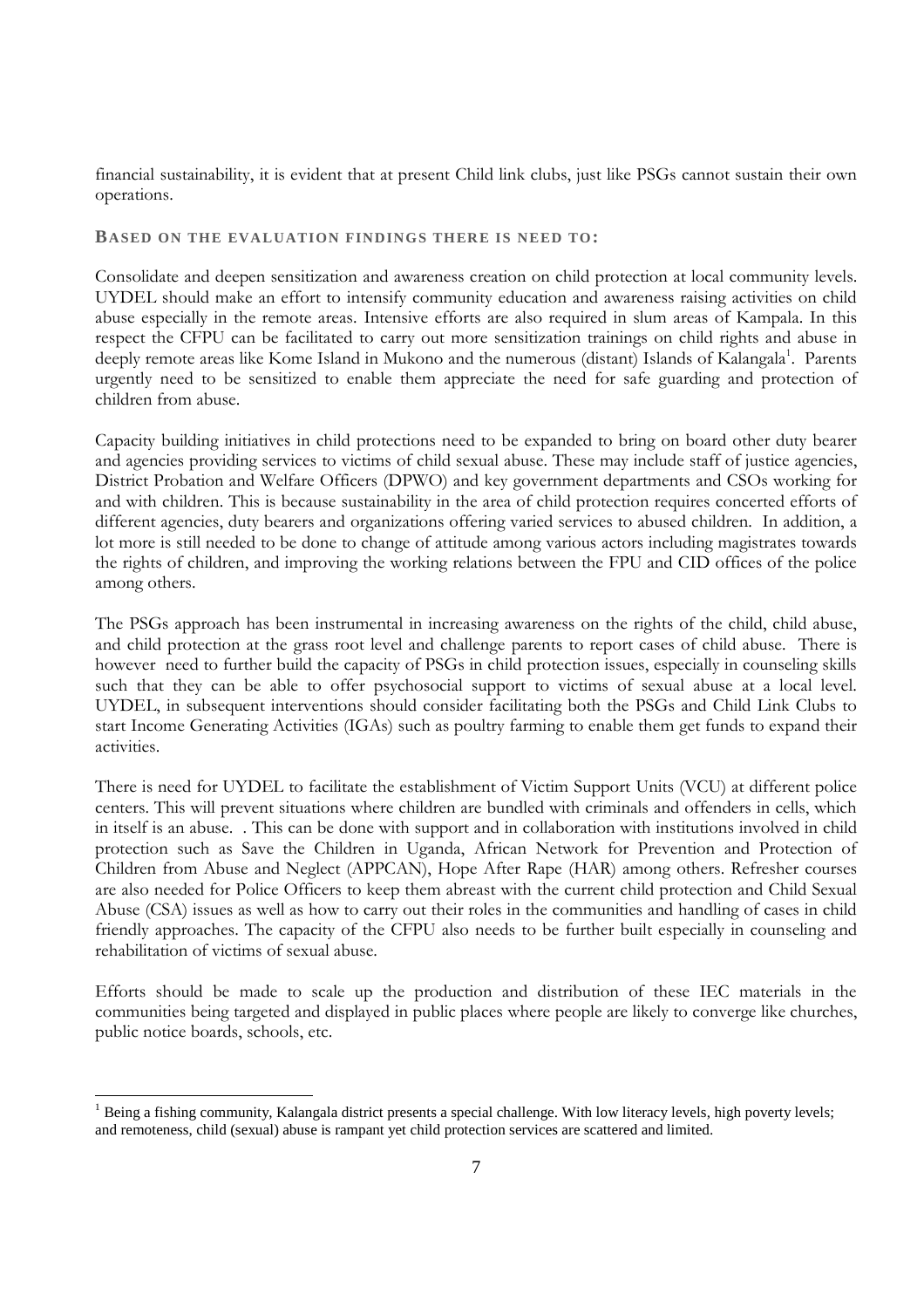financial sustainability, it is evident that at present Child link clubs, just like PSGs cannot sustain their own operations.

### BASED ON THE EVALUATION FINDINGS THERE IS NEED TO:

Consolidate and deepen sensitization and awareness creation on child protection at local community levels. UYDEL should make an effort to intensify community education and awareness raising activities on child abuse especially in the remote areas. Intensive efforts are also required in slum areas of Kampala. In this respect the CFPU can be facilitated to carry out more sensitization trainings on child rights and abuse in deeply remote areas like Kome Island in Mukono and the numerous (distant) Islands of Kalangala[1]. Parents urgently need to be sensitized to enable them appreciate the need for safe guarding and protection of children from abuse.

Capacity building initiatives in child protections need to be expanded to bring on board other duty bearer and agencies providing services to victims of child sexual abuse. These may include staff of justice agencies, District Probation and Welfare Officers (DPWO) and key government departments and CSOs working for and with children. This is because sustainability in the area of child protection requires concerted efforts of different agencies, duty bearers and organizations offering varied services to abused children. In addition, a lot more is still needed to be done to change of attitude among various actors including magistrates towards the rights of children, and improving the working relations between the FPU and CID offices of the police among others.

The PSGs approach has been instrumental in increasing awareness on the rights of the child, child abuse, and child protection at the grass root level and challenge parents to report cases of child abuse. There is however need to further build the capacity of PSGs in child protection issues, especially in counseling skills such that they can be able to offer psychosocial support to victims of sexual abuse at a local level. UYDEL, in subsequent interventions should consider facilitating both the PSGs and Child Link Clubs to start Income Generating Activities (IGAs) such as poultry farming to enable them get funds to expand their activities.

There is need for UYDEL to facilitate the establishment of Victim Support Units (VCU) at different police centers. This will prevent situations where children are bundled with criminals and offenders in cells, which in itself is an abuse. . This can be done with support and in collaboration with institutions involved in child protection such as Save the Children in Uganda, African Network for Prevention and Protection of Children from Abuse and Neglect (APPCAN), Hope After Rape (HAR) among others. Refresher courses are also needed for Police Officers to keep them abreast with the current child protection and Child Sexual Abuse (CSA) issues as well as how to carry out their roles in the communities and handling of cases in child friendly approaches. The capacity of the CFPU also needs to be further built especially in counseling and rehabilitation of victims of sexual abuse.

Efforts should be made to scale up the production and distribution of these IEC materials in the communities being targeted and displayed in public places where people are likely to converge like churches, public notice boards, schools, etc.

---

[1] Being a fishing community, Kalangala district presents a special challenge. With low literacy levels, high poverty levels; and remoteness, child (sexual) abuse is rampant yet child protection services are scattered and limited.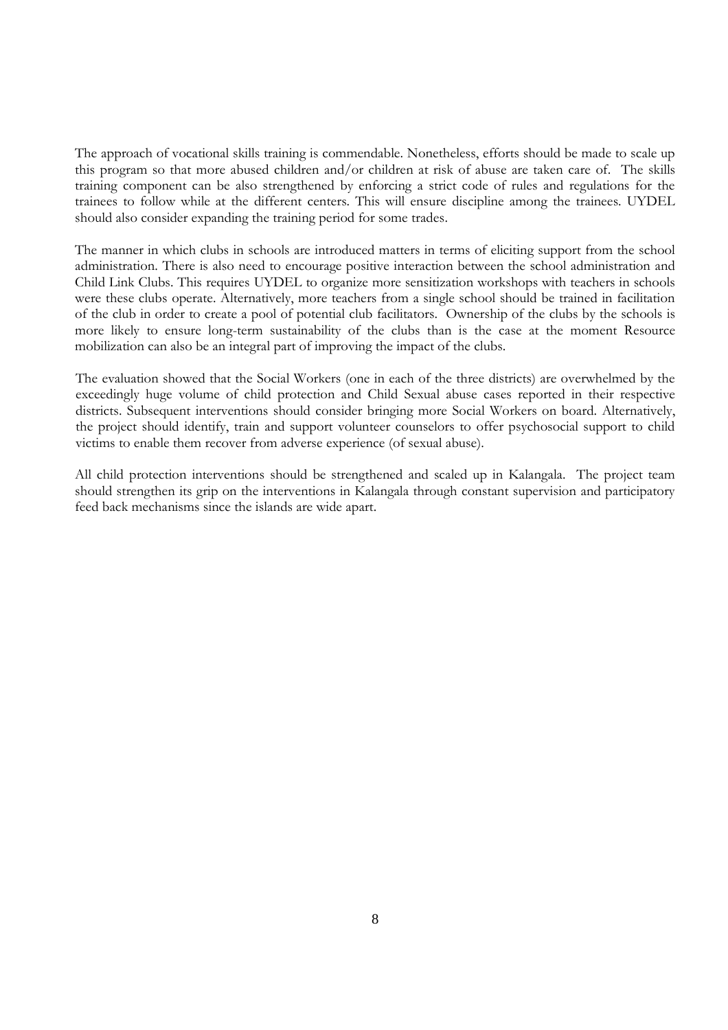The approach of vocational skills training is commendable. Nonetheless, efforts should be made to scale up this program so that more abused children and/or children at risk of abuse are taken care of. The skills training component can be also strengthened by enforcing a strict code of rules and regulations for the trainees to follow while at the different centers. This will ensure discipline among the trainees. UYDEL should also consider expanding the training period for some trades.

The manner in which clubs in schools are introduced matters in terms of eliciting support from the school administration. There is also need to encourage positive interaction between the school administration and Child Link Clubs. This requires UYDEL to organize more sensitization workshops with teachers in schools were these clubs operate. Alternatively, more teachers from a single school should be trained in facilitation of the club in order to create a pool of potential club facilitators. Ownership of the clubs by the schools is more likely to ensure long-term sustainability of the clubs than is the case at the moment Resource mobilization can also be an integral part of improving the impact of the clubs.

The evaluation showed that the Social Workers (one in each of the three districts) are overwhelmed by the exceedingly huge volume of child protection and Child Sexual abuse cases reported in their respective districts. Subsequent interventions should consider bringing more Social Workers on board. Alternatively, the project should identify, train and support volunteer counselors to offer psychosocial support to child victims to enable them recover from adverse experience (of sexual abuse).

All child protection interventions should be strengthened and scaled up in Kalangala. The project team should strengthen its grip on the interventions in Kalangala through constant supervision and participatory feed back mechanisms since the islands are wide apart.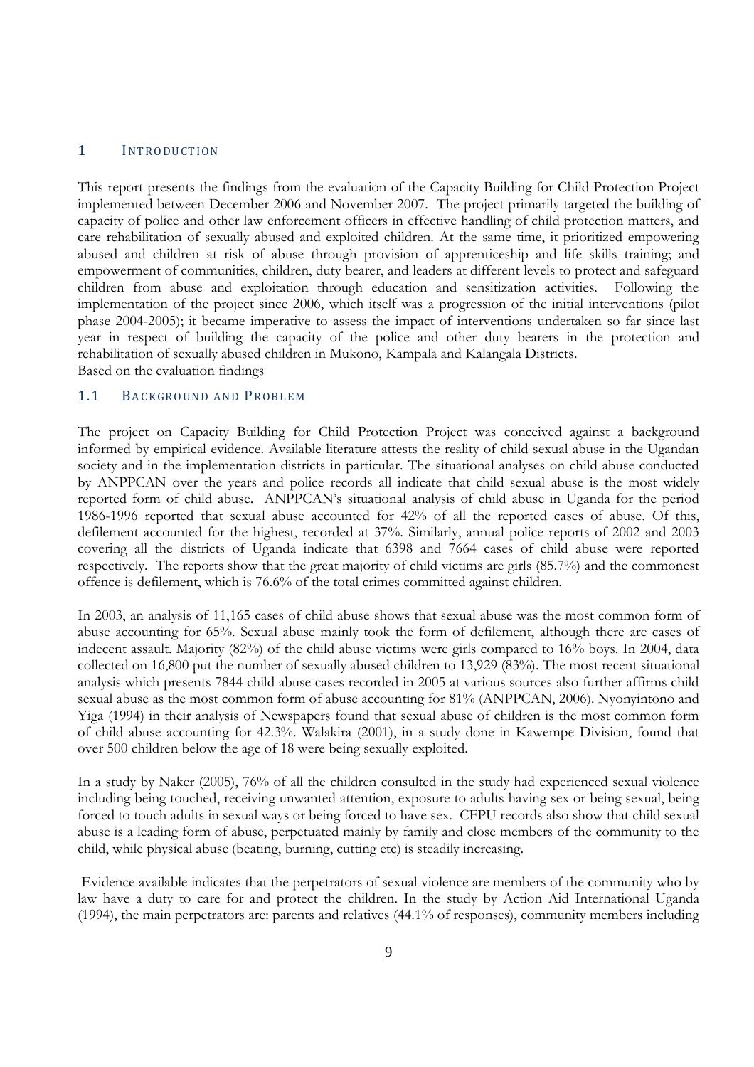# 1 INTRODUCTION

This report presents the findings from the evaluation of the Capacity Building for Child Protection Project implemented between December 2006 and November 2007. The project primarily targeted the building of capacity of police and other law enforcement officers in effective handling of child protection matters, and care rehabilitation of sexually abused and exploited children. At the same time, it prioritized empowering abused and children at risk of abuse through provision of apprenticeship and life skills training; and empowerment of communities, children, duty bearer, and leaders at different levels to protect and safeguard children from abuse and exploitation through education and sensitization activities. Following the implementation of the project since 2006, which itself was a progression of the initial interventions (pilot phase 2004-2005); it became imperative to assess the impact of interventions undertaken so far since last year in respect of building the capacity of the police and other duty bearers in the protection and rehabilitation of sexually abused children in Mukono, Kampala and Kalangala Districts.
Based on the evaluation findings

## 1.1 BACKGROUND AND PROBLEM

The project on Capacity Building for Child Protection Project was conceived against a background informed by empirical evidence. Available literature attests the reality of child sexual abuse in the Ugandan society and in the implementation districts in particular. The situational analyses on child abuse conducted by ANPPCAN over the years and police records all indicate that child sexual abuse is the most widely reported form of child abuse. ANPPCAN's situational analysis of child abuse in Uganda for the period 1986-1996 reported that sexual abuse accounted for 42% of all the reported cases of abuse. Of this, defilement accounted for the highest, recorded at 37%. Similarly, annual police reports of 2002 and 2003 covering all the districts of Uganda indicate that 6398 and 7664 cases of child abuse were reported respectively. The reports show that the great majority of child victims are girls (85.7%) and the commonest offence is defilement, which is 76.6% of the total crimes committed against children.

In 2003, an analysis of 11,165 cases of child abuse shows that sexual abuse was the most common form of abuse accounting for 65%. Sexual abuse mainly took the form of defilement, although there are cases of indecent assault. Majority (82%) of the child abuse victims were girls compared to 16% boys. In 2004, data collected on 16,800 put the number of sexually abused children to 13,929 (83%). The most recent situational analysis which presents 7844 child abuse cases recorded in 2005 at various sources also further affirms child sexual abuse as the most common form of abuse accounting for 81% (ANPPCAN, 2006). Nyonyintono and Yiga (1994) in their analysis of Newspapers found that sexual abuse of children is the most common form of child abuse accounting for 42.3%. Walakira (2001), in a study done in Kawempe Division, found that over 500 children below the age of 18 were being sexually exploited.

In a study by Naker (2005), 76% of all the children consulted in the study had experienced sexual violence including being touched, receiving unwanted attention, exposure to adults having sex or being sexual, being forced to touch adults in sexual ways or being forced to have sex. CFPU records also show that child sexual abuse is a leading form of abuse, perpetuated mainly by family and close members of the community to the child, while physical abuse (beating, burning, cutting etc) is steadily increasing.

Evidence available indicates that the perpetrators of sexual violence are members of the community who by law have a duty to care for and protect the children. In the study by Action Aid International Uganda (1994), the main perpetrators are: parents and relatives (44.1% of responses), community members including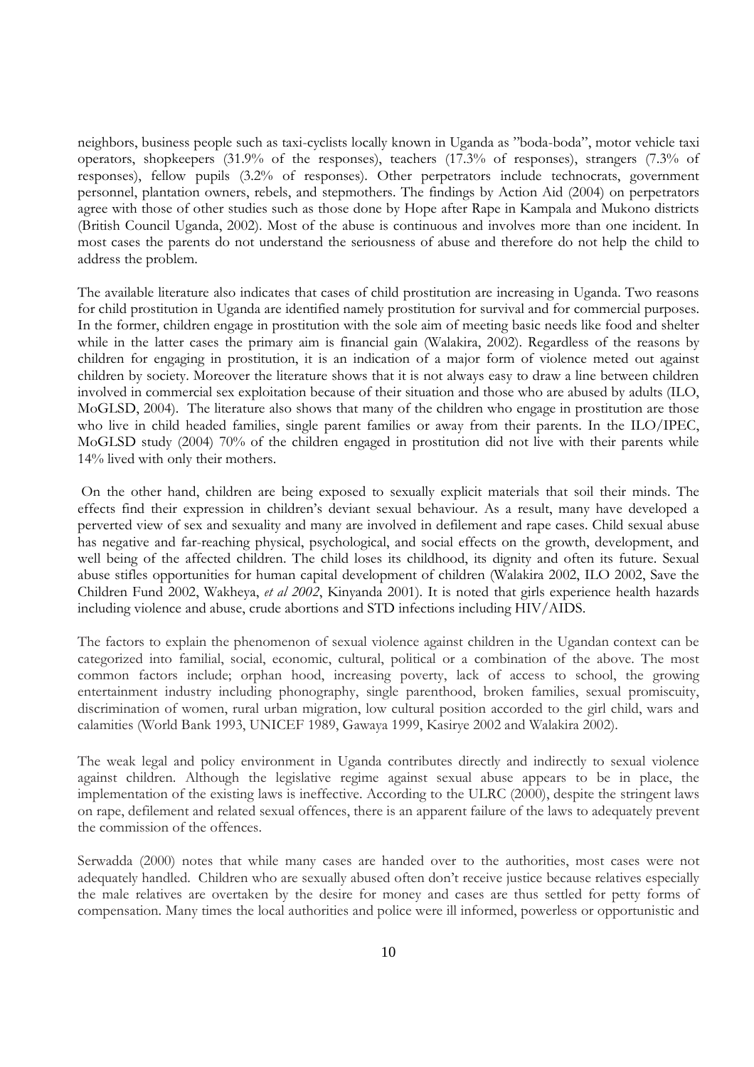neighbors, business people such as taxi-cyclists locally known in Uganda as "boda-boda", motor vehicle taxi operators, shopkeepers (31.9% of the responses), teachers (17.3% of responses), strangers (7.3% of responses), fellow pupils (3.2% of responses). Other perpetrators include technocrats, government personnel, plantation owners, rebels, and stepmothers. The findings by Action Aid (2004) on perpetrators agree with those of other studies such as those done by Hope after Rape in Kampala and Mukono districts (British Council Uganda, 2002). Most of the abuse is continuous and involves more than one incident. In most cases the parents do not understand the seriousness of abuse and therefore do not help the child to address the problem.

The available literature also indicates that cases of child prostitution are increasing in Uganda. Two reasons for child prostitution in Uganda are identified namely prostitution for survival and for commercial purposes. In the former, children engage in prostitution with the sole aim of meeting basic needs like food and shelter while in the latter cases the primary aim is financial gain (Walakira, 2002). Regardless of the reasons by children for engaging in prostitution, it is an indication of a major form of violence meted out against children by society. Moreover the literature shows that it is not always easy to draw a line between children involved in commercial sex exploitation because of their situation and those who are abused by adults (ILO, MoGLSD, 2004). The literature also shows that many of the children who engage in prostitution are those who live in child headed families, single parent families or away from their parents. In the ILO/IPEC, MoGLSD study (2004) 70% of the children engaged in prostitution did not live with their parents while 14% lived with only their mothers.

On the other hand, children are being exposed to sexually explicit materials that soil their minds. The effects find their expression in children's deviant sexual behaviour. As a result, many have developed a perverted view of sex and sexuality and many are involved in defilement and rape cases. Child sexual abuse has negative and far-reaching physical, psychological, and social effects on the growth, development, and well being of the affected children. The child loses its childhood, its dignity and often its future. Sexual abuse stifles opportunities for human capital development of children (Walakira 2002, ILO 2002, Save the Children Fund 2002, Wakheya, *et al 2002*, Kinyanda 2001). It is noted that girls experience health hazards including violence and abuse, crude abortions and STD infections including HIV/AIDS.

The factors to explain the phenomenon of sexual violence against children in the Ugandan context can be categorized into familial, social, economic, cultural, political or a combination of the above. The most common factors include; orphan hood, increasing poverty, lack of access to school, the growing entertainment industry including phonography, single parenthood, broken families, sexual promiscuity, discrimination of women, rural urban migration, low cultural position accorded to the girl child, wars and calamities (World Bank 1993, UNICEF 1989, Gawaya 1999, Kasirye 2002 and Walakira 2002).

The weak legal and policy environment in Uganda contributes directly and indirectly to sexual violence against children. Although the legislative regime against sexual abuse appears to be in place, the implementation of the existing laws is ineffective. According to the ULRC (2000), despite the stringent laws on rape, defilement and related sexual offences, there is an apparent failure of the laws to adequately prevent the commission of the offences.

Serwadda (2000) notes that while many cases are handed over to the authorities, most cases were not adequately handled. Children who are sexually abused often don't receive justice because relatives especially the male relatives are overtaken by the desire for money and cases are thus settled for petty forms of compensation. Many times the local authorities and police were ill informed, powerless or opportunistic and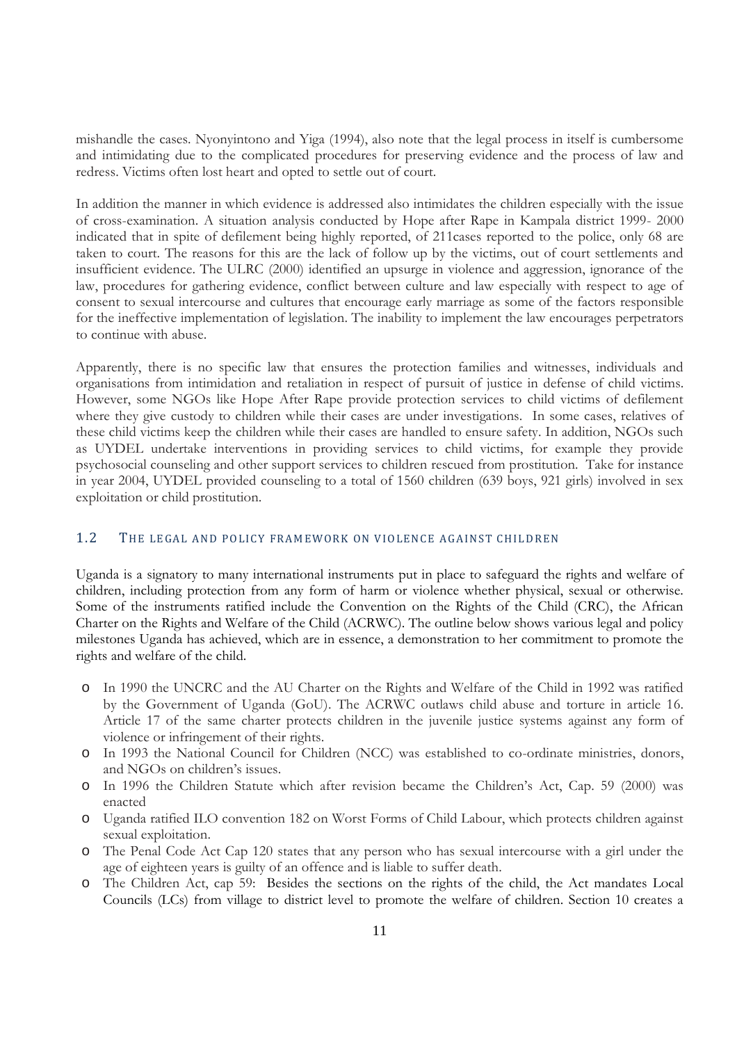mishandle the cases. Nyonyintono and Yiga (1994), also note that the legal process in itself is cumbersome and intimidating due to the complicated procedures for preserving evidence and the process of law and redress. Victims often lost heart and opted to settle out of court.

In addition the manner in which evidence is addressed also intimidates the children especially with the issue of cross-examination. A situation analysis conducted by Hope after Rape in Kampala district 1999- 2000 indicated that in spite of defilement being highly reported, of 211cases reported to the police, only 68 are taken to court. The reasons for this are the lack of follow up by the victims, out of court settlements and insufficient evidence. The ULRC (2000) identified an upsurge in violence and aggression, ignorance of the law, procedures for gathering evidence, conflict between culture and law especially with respect to age of consent to sexual intercourse and cultures that encourage early marriage as some of the factors responsible for the ineffective implementation of legislation. The inability to implement the law encourages perpetrators to continue with abuse.

Apparently, there is no specific law that ensures the protection families and witnesses, individuals and organisations from intimidation and retaliation in respect of pursuit of justice in defense of child victims. However, some NGOs like Hope After Rape provide protection services to child victims of defilement where they give custody to children while their cases are under investigations. In some cases, relatives of these child victims keep the children while their cases are handled to ensure safety. In addition, NGOs such as UYDEL undertake interventions in providing services to child victims, for example they provide psychosocial counseling and other support services to children rescued from prostitution. Take for instance in year 2004, UYDEL provided counseling to a total of 1560 children (639 boys, 921 girls) involved in sex exploitation or child prostitution.

## 1.2 THE LEGAL AND POLICY FRAMEWORK ON VIOLENCE AGAINST CHILDREN

Uganda is a signatory to many international instruments put in place to safeguard the rights and welfare of children, including protection from any form of harm or violence whether physical, sexual or otherwise. Some of the instruments ratified include the Convention on the Rights of the Child (CRC), the African Charter on the Rights and Welfare of the Child (ACRWC). The outline below shows various legal and policy milestones Uganda has achieved, which are in essence, a demonstration to her commitment to promote the rights and welfare of the child.

- In 1990 the UNCRC and the AU Charter on the Rights and Welfare of the Child in 1992 was ratified by the Government of Uganda (GoU). The ACRWC outlaws child abuse and torture in article 16. Article 17 of the same charter protects children in the juvenile justice systems against any form of violence or infringement of their rights.
- In 1993 the National Council for Children (NCC) was established to co-ordinate ministries, donors, and NGOs on children's issues.
- In 1996 the Children Statute which after revision became the Children's Act, Cap. 59 (2000) was enacted
- Uganda ratified ILO convention 182 on Worst Forms of Child Labour, which protects children against sexual exploitation.
- The Penal Code Act Cap 120 states that any person who has sexual intercourse with a girl under the age of eighteen years is guilty of an offence and is liable to suffer death.
- The Children Act, cap 59: Besides the sections on the rights of the child, the Act mandates Local Councils (LCs) from village to district level to promote the welfare of children. Section 10 creates a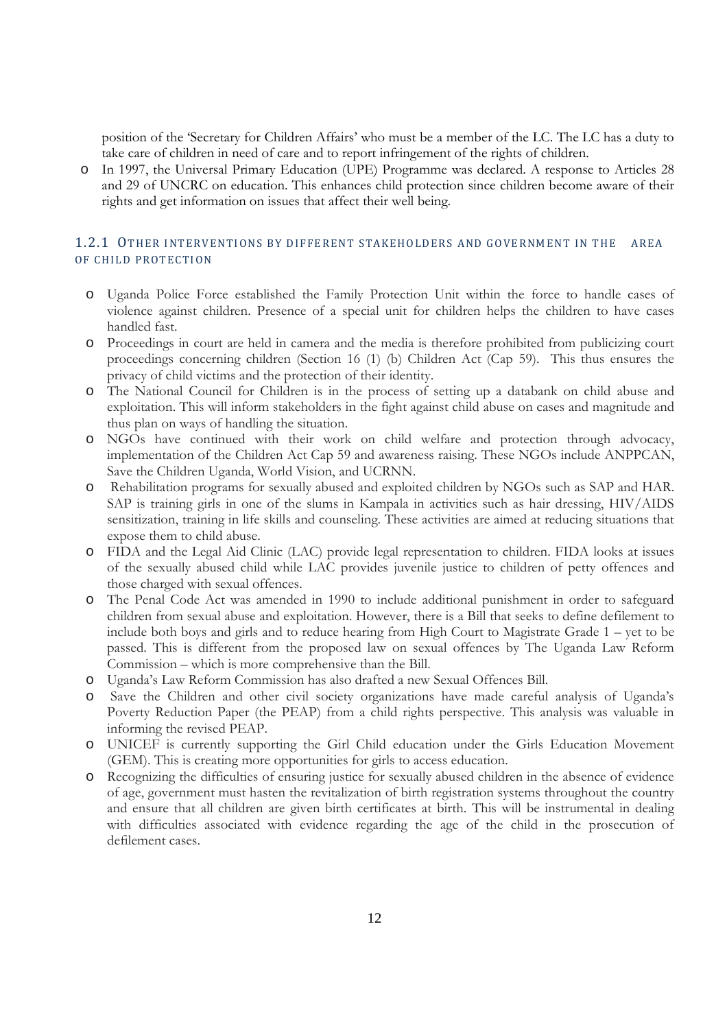position of the 'Secretary for Children Affairs' who must be a member of the LC. The LC has a duty to take care of children in need of care and to report infringement of the rights of children.

- In 1997, the Universal Primary Education (UPE) Programme was declared. A response to Articles 28 and 29 of UNCRC on education. This enhances child protection since children become aware of their rights and get information on issues that affect their well being.

### 1.2.1 Other interventions by different stakeholders and government in the area of child protection

- Uganda Police Force established the Family Protection Unit within the force to handle cases of violence against children. Presence of a special unit for children helps the children to have cases handled fast.
- Proceedings in court are held in camera and the media is therefore prohibited from publicizing court proceedings concerning children (Section 16 (1) (b) Children Act (Cap 59). This thus ensures the privacy of child victims and the protection of their identity.
- The National Council for Children is in the process of setting up a databank on child abuse and exploitation. This will inform stakeholders in the fight against child abuse on cases and magnitude and thus plan on ways of handling the situation.
- NGOs have continued with their work on child welfare and protection through advocacy, implementation of the Children Act Cap 59 and awareness raising. These NGOs include ANPPCAN, Save the Children Uganda, World Vision, and UCRNN.
- Rehabilitation programs for sexually abused and exploited children by NGOs such as SAP and HAR. SAP is training girls in one of the slums in Kampala in activities such as hair dressing, HIV/AIDS sensitization, training in life skills and counseling. These activities are aimed at reducing situations that expose them to child abuse.
- FIDA and the Legal Aid Clinic (LAC) provide legal representation to children. FIDA looks at issues of the sexually abused child while LAC provides juvenile justice to children of petty offences and those charged with sexual offences.
- The Penal Code Act was amended in 1990 to include additional punishment in order to safeguard children from sexual abuse and exploitation. However, there is a Bill that seeks to define defilement to include both boys and girls and to reduce hearing from High Court to Magistrate Grade 1 – yet to be passed. This is different from the proposed law on sexual offences by The Uganda Law Reform Commission – which is more comprehensive than the Bill.
- Uganda's Law Reform Commission has also drafted a new Sexual Offences Bill.
- Save the Children and other civil society organizations have made careful analysis of Uganda's Poverty Reduction Paper (the PEAP) from a child rights perspective. This analysis was valuable in informing the revised PEAP.
- UNICEF is currently supporting the Girl Child education under the Girls Education Movement (GEM). This is creating more opportunities for girls to access education.
- Recognizing the difficulties of ensuring justice for sexually abused children in the absence of evidence of age, government must hasten the revitalization of birth registration systems throughout the country and ensure that all children are given birth certificates at birth. This will be instrumental in dealing with difficulties associated with evidence regarding the age of the child in the prosecution of defilement cases.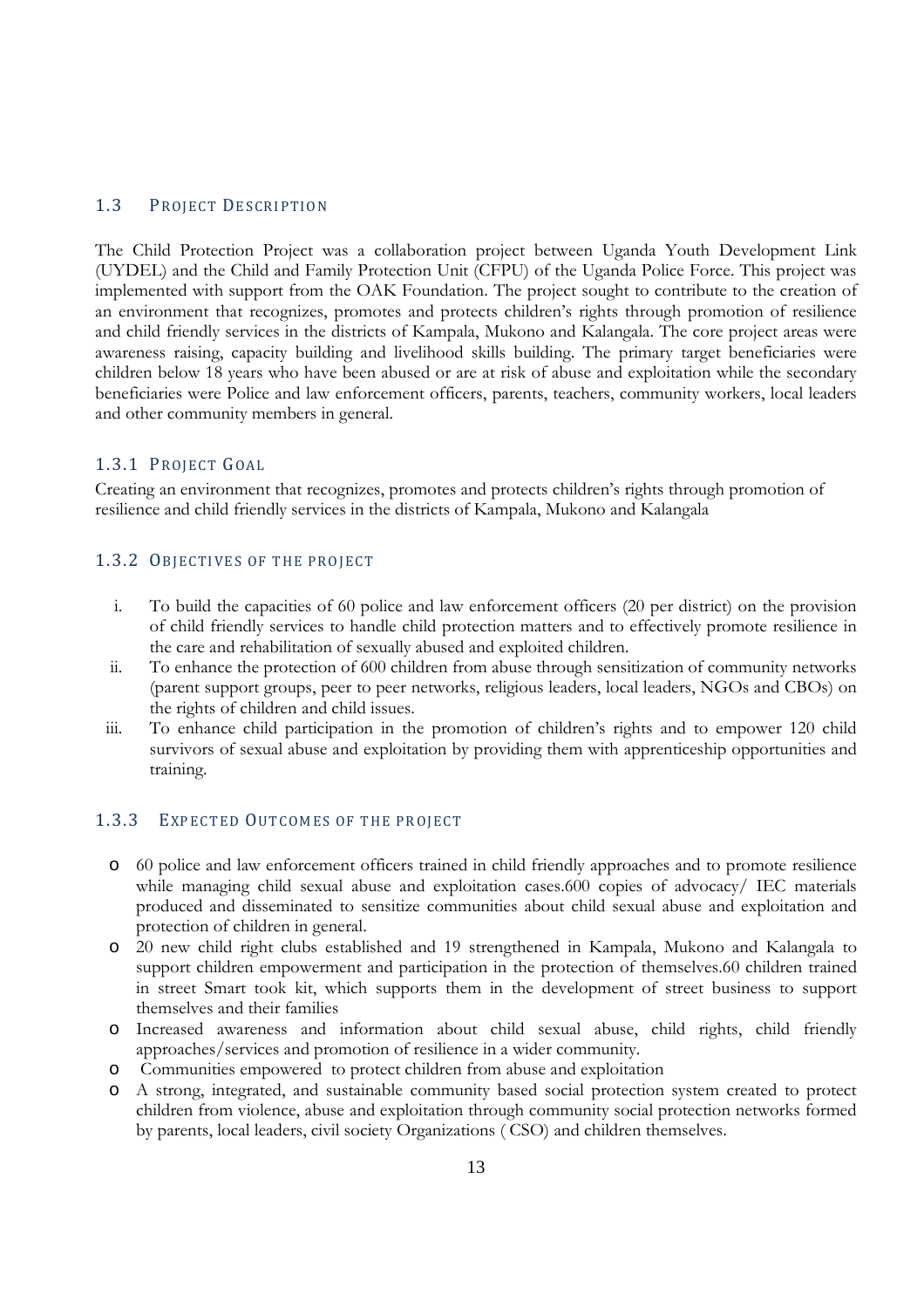## 1.3 PROJECT DESCRIPTION

The Child Protection Project was a collaboration project between Uganda Youth Development Link (UYDEL) and the Child and Family Protection Unit (CFPU) of the Uganda Police Force. This project was implemented with support from the OAK Foundation. The project sought to contribute to the creation of an environment that recognizes, promotes and protects children's rights through promotion of resilience and child friendly services in the districts of Kampala, Mukono and Kalangala. The core project areas were awareness raising, capacity building and livelihood skills building. The primary target beneficiaries were children below 18 years who have been abused or are at risk of abuse and exploitation while the secondary beneficiaries were Police and law enforcement officers, parents, teachers, community workers, local leaders and other community members in general.

### 1.3.1 PROJECT GOAL

Creating an environment that recognizes, promotes and protects children's rights through promotion of resilience and child friendly services in the districts of Kampala, Mukono and Kalangala

### 1.3.2 OBJECTIVES OF THE PROJECT

i. To build the capacities of 60 police and law enforcement officers (20 per district) on the provision of child friendly services to handle child protection matters and to effectively promote resilience in the care and rehabilitation of sexually abused and exploited children.
ii. To enhance the protection of 600 children from abuse through sensitization of community networks (parent support groups, peer to peer networks, religious leaders, local leaders, NGOs and CBOs) on the rights of children and child issues.
iii. To enhance child participation in the promotion of children's rights and to empower 120 child survivors of sexual abuse and exploitation by providing them with apprenticeship opportunities and training.

### 1.3.3 EXPECTED OUTCOMES OF THE PROJECT

- 60 police and law enforcement officers trained in child friendly approaches and to promote resilience while managing child sexual abuse and exploitation cases.600 copies of advocacy/ IEC materials produced and disseminated to sensitize communities about child sexual abuse and exploitation and protection of children in general.
- 20 new child right clubs established and 19 strengthened in Kampala, Mukono and Kalangala to support children empowerment and participation in the protection of themselves.60 children trained in street Smart took kit, which supports them in the development of street business to support themselves and their families
- Increased awareness and information about child sexual abuse, child rights, child friendly approaches/services and promotion of resilience in a wider community.
- Communities empowered to protect children from abuse and exploitation
- A strong, integrated, and sustainable community based social protection system created to protect children from violence, abuse and exploitation through community social protection networks formed by parents, local leaders, civil society Organizations ( CSO) and children themselves.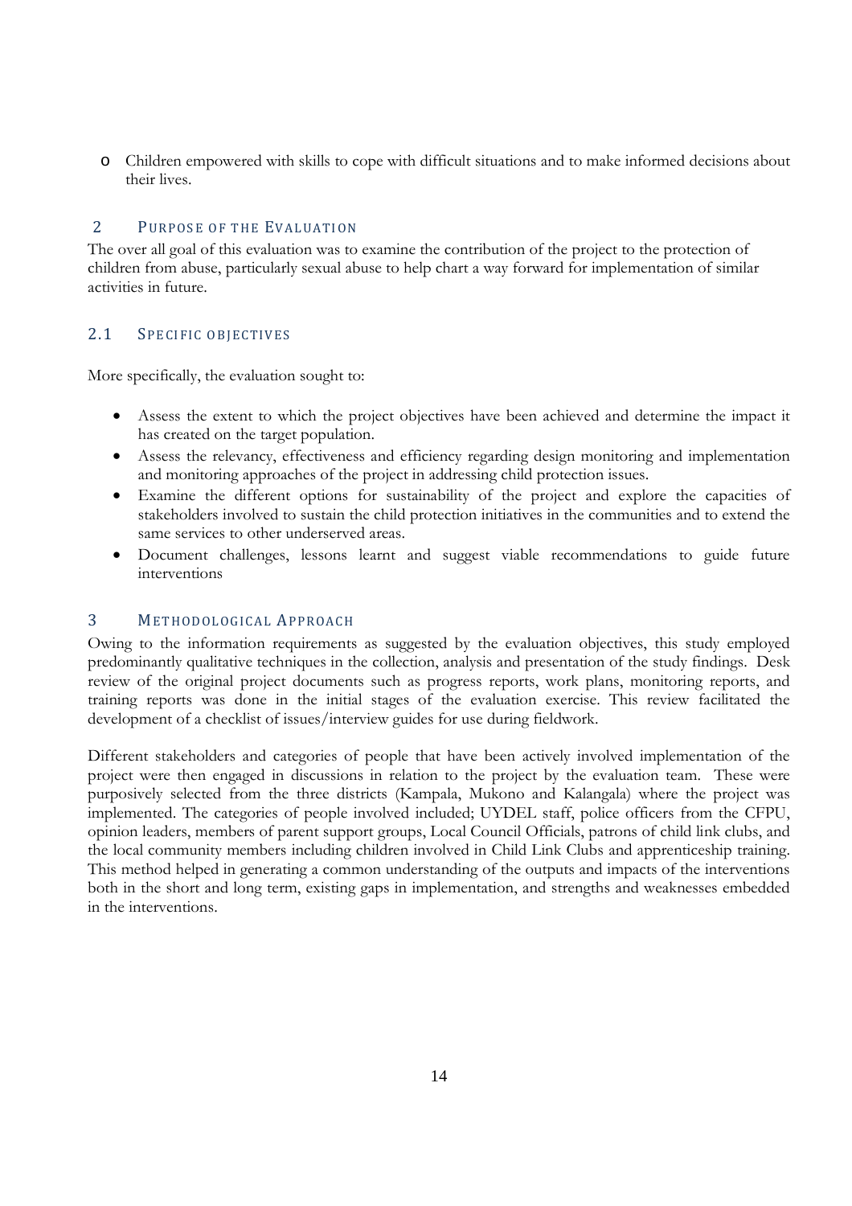- Children empowered with skills to cope with difficult situations and to make informed decisions about their lives.

## 2 PURPOSE OF THE EVALUATION

The over all goal of this evaluation was to examine the contribution of the project to the protection of children from abuse, particularly sexual abuse to help chart a way forward for implementation of similar activities in future.

### 2.1 SPECIFIC OBJECTIVES

More specifically, the evaluation sought to:

- Assess the extent to which the project objectives have been achieved and determine the impact it has created on the target population.
- Assess the relevancy, effectiveness and efficiency regarding design monitoring and implementation and monitoring approaches of the project in addressing child protection issues.
- Examine the different options for sustainability of the project and explore the capacities of stakeholders involved to sustain the child protection initiatives in the communities and to extend the same services to other underserved areas.
- Document challenges, lessons learnt and suggest viable recommendations to guide future interventions

## 3 METHODOLOGICAL APPROACH

Owing to the information requirements as suggested by the evaluation objectives, this study employed predominantly qualitative techniques in the collection, analysis and presentation of the study findings. Desk review of the original project documents such as progress reports, work plans, monitoring reports, and training reports was done in the initial stages of the evaluation exercise. This review facilitated the development of a checklist of issues/interview guides for use during fieldwork.

Different stakeholders and categories of people that have been actively involved implementation of the project were then engaged in discussions in relation to the project by the evaluation team. These were purposively selected from the three districts (Kampala, Mukono and Kalangala) where the project was implemented. The categories of people involved included; UYDEL staff, police officers from the CFPU, opinion leaders, members of parent support groups, Local Council Officials, patrons of child link clubs, and the local community members including children involved in Child Link Clubs and apprenticeship training. This method helped in generating a common understanding of the outputs and impacts of the interventions both in the short and long term, existing gaps in implementation, and strengths and weaknesses embedded in the interventions.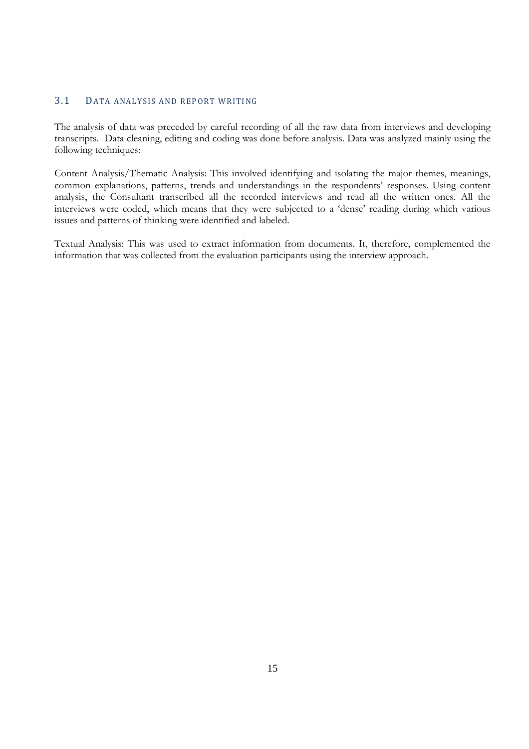## 3.1 DATA ANALYSIS AND REPORT WRITING

The analysis of data was preceded by careful recording of all the raw data from interviews and developing transcripts. Data cleaning, editing and coding was done before analysis. Data was analyzed mainly using the following techniques:

Content Analysis/Thematic Analysis: This involved identifying and isolating the major themes, meanings, common explanations, patterns, trends and understandings in the respondents' responses. Using content analysis, the Consultant transcribed all the recorded interviews and read all the written ones. All the interviews were coded, which means that they were subjected to a 'dense' reading during which various issues and patterns of thinking were identified and labeled.

Textual Analysis: This was used to extract information from documents. It, therefore, complemented the information that was collected from the evaluation participants using the interview approach.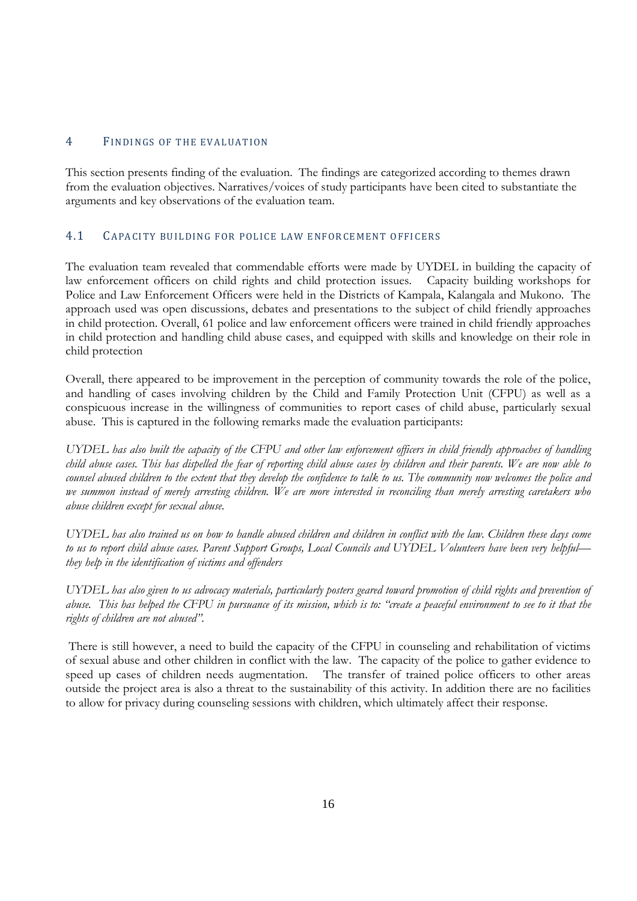# 4 Findings of the Evaluation

This section presents finding of the evaluation. The findings are categorized according to themes drawn from the evaluation objectives. Narratives/voices of study participants have been cited to substantiate the arguments and key observations of the evaluation team.

## 4.1 Capacity building for police law enforcement officers

The evaluation team revealed that commendable efforts were made by UYDEL in building the capacity of law enforcement officers on child rights and child protection issues. Capacity building workshops for Police and Law Enforcement Officers were held in the Districts of Kampala, Kalangala and Mukono. The approach used was open discussions, debates and presentations to the subject of child friendly approaches in child protection. Overall, 61 police and law enforcement officers were trained in child friendly approaches in child protection and handling child abuse cases, and equipped with skills and knowledge on their role in child protection

Overall, there appeared to be improvement in the perception of community towards the role of the police, and handling of cases involving children by the Child and Family Protection Unit (CFPU) as well as a conspicuous increase in the willingness of communities to report cases of child abuse, particularly sexual abuse. This is captured in the following remarks made the evaluation participants:

*UYDEL has also built the capacity of the CFPU and other law enforcement officers in child friendly approaches of handling child abuse cases. This has dispelled the fear of reporting child abuse cases by children and their parents. We are now able to counsel abused children to the extent that they develop the confidence to talk to us. The community now welcomes the police and we summon instead of merely arresting children. We are more interested in reconciling than merely arresting caretakers who abuse children except for sexual abuse.*

*UYDEL has also trained us on how to handle abused children and children in conflict with the law. Children these days come to us to report child abuse cases. Parent Support Groups, Local Councils and UYDEL Volunteers have been very helpful—they help in the identification of victims and offenders*

*UYDEL has also given to us advocacy materials, particularly posters geared toward promotion of child rights and prevention of abuse. This has helped the CFPU in pursuance of its mission, which is to: "create a peaceful environment to see to it that the rights of children are not abused".*

There is still however, a need to build the capacity of the CFPU in counseling and rehabilitation of victims of sexual abuse and other children in conflict with the law. The capacity of the police to gather evidence to speed up cases of children needs augmentation. The transfer of trained police officers to other areas outside the project area is also a threat to the sustainability of this activity. In addition there are no facilities to allow for privacy during counseling sessions with children, which ultimately affect their response.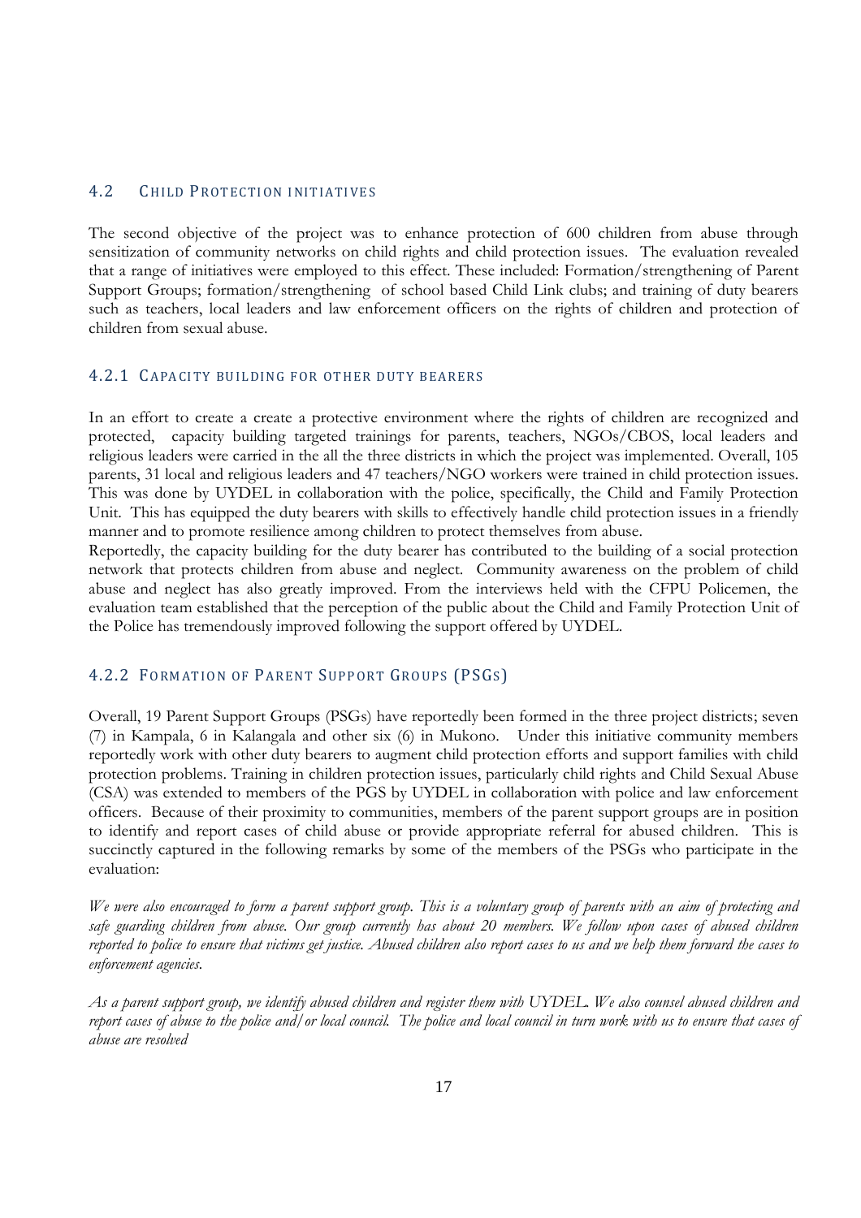## 4.2 Child Protection initiatives

The second objective of the project was to enhance protection of 600 children from abuse through sensitization of community networks on child rights and child protection issues. The evaluation revealed that a range of initiatives were employed to this effect. These included: Formation/strengthening of Parent Support Groups; formation/strengthening of school based Child Link clubs; and training of duty bearers such as teachers, local leaders and law enforcement officers on the rights of children and protection of children from sexual abuse.

### 4.2.1 Capacity building for other duty bearers

In an effort to create a create a protective environment where the rights of children are recognized and protected, capacity building targeted trainings for parents, teachers, NGOs/CBOS, local leaders and religious leaders were carried in the all the three districts in which the project was implemented. Overall, 105 parents, 31 local and religious leaders and 47 teachers/NGO workers were trained in child protection issues. This was done by UYDEL in collaboration with the police, specifically, the Child and Family Protection Unit. This has equipped the duty bearers with skills to effectively handle child protection issues in a friendly manner and to promote resilience among children to protect themselves from abuse.

Reportedly, the capacity building for the duty bearer has contributed to the building of a social protection network that protects children from abuse and neglect. Community awareness on the problem of child abuse and neglect has also greatly improved. From the interviews held with the CFPU Policemen, the evaluation team established that the perception of the public about the Child and Family Protection Unit of the Police has tremendously improved following the support offered by UYDEL.

### 4.2.2 Formation of Parent Support Groups (PSGs)

Overall, 19 Parent Support Groups (PSGs) have reportedly been formed in the three project districts; seven (7) in Kampala, 6 in Kalangala and other six (6) in Mukono. Under this initiative community members reportedly work with other duty bearers to augment child protection efforts and support families with child protection problems. Training in children protection issues, particularly child rights and Child Sexual Abuse (CSA) was extended to members of the PGS by UYDEL in collaboration with police and law enforcement officers. Because of their proximity to communities, members of the parent support groups are in position to identify and report cases of child abuse or provide appropriate referral for abused children. This is succinctly captured in the following remarks by some of the members of the PSGs who participate in the evaluation:

*We were also encouraged to form a parent support group. This is a voluntary group of parents with an aim of protecting and safe guarding children from abuse. Our group currently has about 20 members. We follow upon cases of abused children reported to police to ensure that victims get justice. Abused children also report cases to us and we help them forward the cases to enforcement agencies.*

*As a parent support group, we identify abused children and register them with UYDEL. We also counsel abused children and report cases of abuse to the police and/or local council. The police and local council in turn work with us to ensure that cases of abuse are resolved*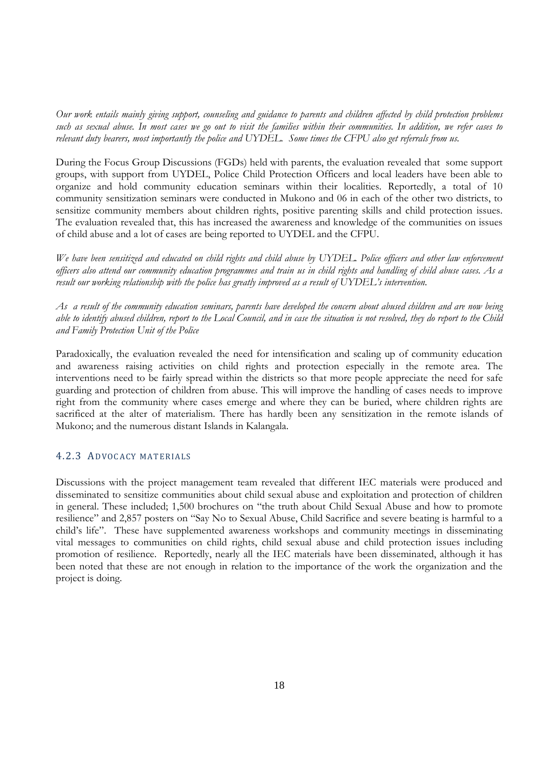*Our work entails mainly giving support, counseling and guidance to parents and children affected by child protection problems such as sexual abuse. In most cases we go out to visit the families within their communities. In addition, we refer cases to relevant duty bearers, most importantly the police and UYDEL. Some times the CFPU also get referrals from us.*

During the Focus Group Discussions (FGDs) held with parents, the evaluation revealed that some support groups, with support from UYDEL, Police Child Protection Officers and local leaders have been able to organize and hold community education seminars within their localities. Reportedly, a total of 10 community sensitization seminars were conducted in Mukono and 06 in each of the other two districts, to sensitize community members about children rights, positive parenting skills and child protection issues. The evaluation revealed that, this has increased the awareness and knowledge of the communities on issues of child abuse and a lot of cases are being reported to UYDEL and the CFPU.

*We have been sensitized and educated on child rights and child abuse by UYDEL. Police officers and other law enforcement officers also attend our community education programmes and train us in child rights and handling of child abuse cases. As a result our working relationship with the police has greatly improved as a result of UYDEL's intervention.*

*As a result of the community education seminars, parents have developed the concern about abused children and are now being able to identify abused children, report to the Local Council, and in case the situation is not resolved, they do report to the Child and Family Protection Unit of the Police*

Paradoxically, the evaluation revealed the need for intensification and scaling up of community education and awareness raising activities on child rights and protection especially in the remote area. The interventions need to be fairly spread within the districts so that more people appreciate the need for safe guarding and protection of children from abuse. This will improve the handling of cases needs to improve right from the community where cases emerge and where they can be buried, where children rights are sacrificed at the alter of materialism. There has hardly been any sensitization in the remote islands of Mukono; and the numerous distant Islands in Kalangala.

### 4.2.3 Advocacy materials

Discussions with the project management team revealed that different IEC materials were produced and disseminated to sensitize communities about child sexual abuse and exploitation and protection of children in general. These included; 1,500 brochures on "the truth about Child Sexual Abuse and how to promote resilience" and 2,857 posters on "Say No to Sexual Abuse, Child Sacrifice and severe beating is harmful to a child's life". These have supplemented awareness workshops and community meetings in disseminating vital messages to communities on child rights, child sexual abuse and child protection issues including promotion of resilience. Reportedly, nearly all the IEC materials have been disseminated, although it has been noted that these are not enough in relation to the importance of the work the organization and the project is doing.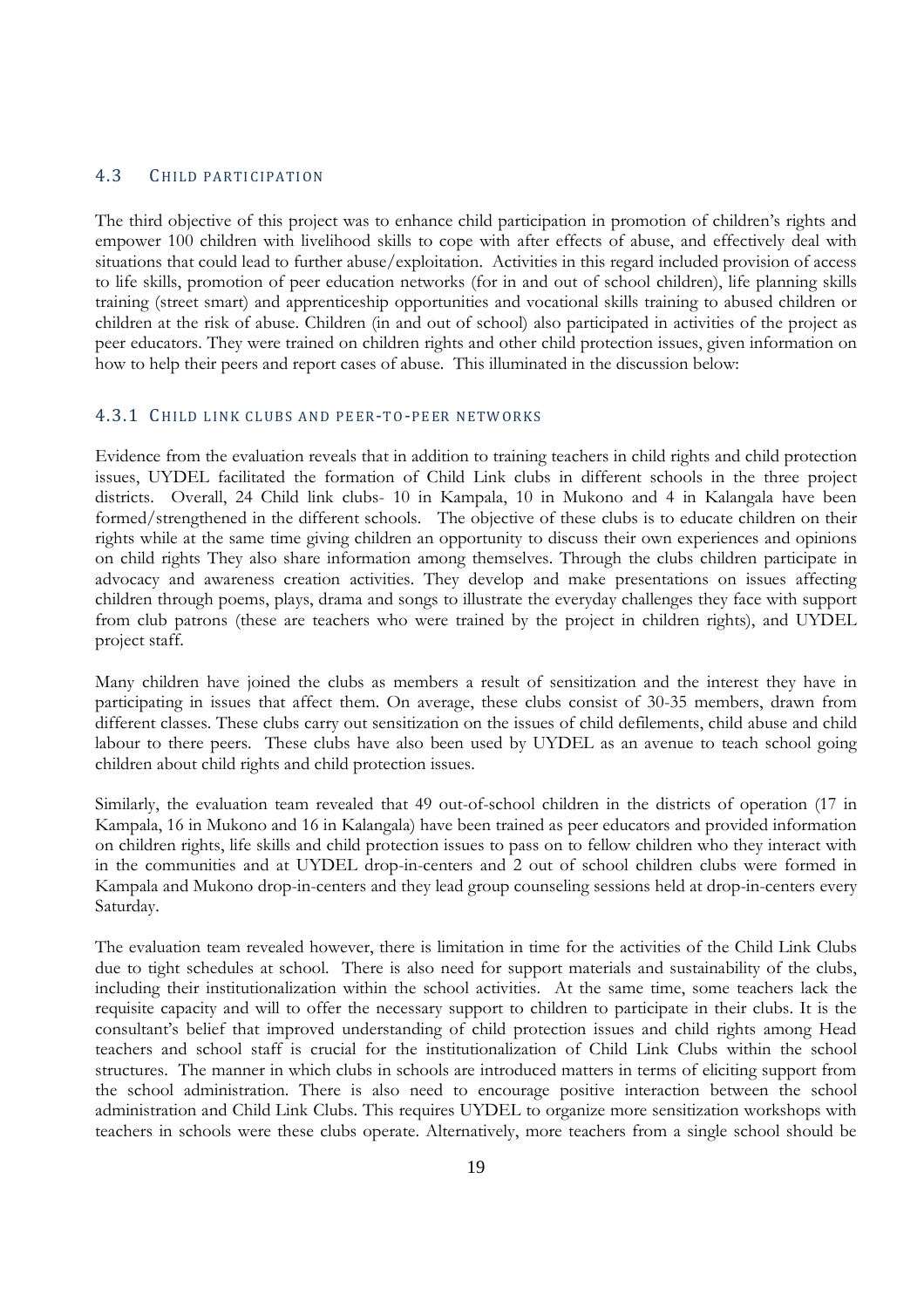## 4.3 Child Participation

The third objective of this project was to enhance child participation in promotion of children's rights and empower 100 children with livelihood skills to cope with after effects of abuse, and effectively deal with situations that could lead to further abuse/exploitation. Activities in this regard included provision of access to life skills, promotion of peer education networks (for in and out of school children), life planning skills training (street smart) and apprenticeship opportunities and vocational skills training to abused children or children at the risk of abuse. Children (in and out of school) also participated in activities of the project as peer educators. They were trained on children rights and other child protection issues, given information on how to help their peers and report cases of abuse. This illuminated in the discussion below:

### 4.3.1 Child Link Clubs and Peer-to-Peer Networks

Evidence from the evaluation reveals that in addition to training teachers in child rights and child protection issues, UYDEL facilitated the formation of Child Link clubs in different schools in the three project districts. Overall, 24 Child link clubs- 10 in Kampala, 10 in Mukono and 4 in Kalangala have been formed/strengthened in the different schools. The objective of these clubs is to educate children on their rights while at the same time giving children an opportunity to discuss their own experiences and opinions on child rights They also share information among themselves. Through the clubs children participate in advocacy and awareness creation activities. They develop and make presentations on issues affecting children through poems, plays, drama and songs to illustrate the everyday challenges they face with support from club patrons (these are teachers who were trained by the project in children rights), and UYDEL project staff.

Many children have joined the clubs as members a result of sensitization and the interest they have in participating in issues that affect them. On average, these clubs consist of 30-35 members, drawn from different classes. These clubs carry out sensitization on the issues of child defilements, child abuse and child labour to there peers. These clubs have also been used by UYDEL as an avenue to teach school going children about child rights and child protection issues.

Similarly, the evaluation team revealed that 49 out-of-school children in the districts of operation (17 in Kampala, 16 in Mukono and 16 in Kalangala) have been trained as peer educators and provided information on children rights, life skills and child protection issues to pass on to fellow children who they interact with in the communities and at UYDEL drop-in-centers and 2 out of school children clubs were formed in Kampala and Mukono drop-in-centers and they lead group counseling sessions held at drop-in-centers every Saturday.

The evaluation team revealed however, there is limitation in time for the activities of the Child Link Clubs due to tight schedules at school. There is also need for support materials and sustainability of the clubs, including their institutionalization within the school activities. At the same time, some teachers lack the requisite capacity and will to offer the necessary support to children to participate in their clubs. It is the consultant's belief that improved understanding of child protection issues and child rights among Head teachers and school staff is crucial for the institutionalization of Child Link Clubs within the school structures. The manner in which clubs in schools are introduced matters in terms of eliciting support from the school administration. There is also need to encourage positive interaction between the school administration and Child Link Clubs. This requires UYDEL to organize more sensitization workshops with teachers in schools were these clubs operate. Alternatively, more teachers from a single school should be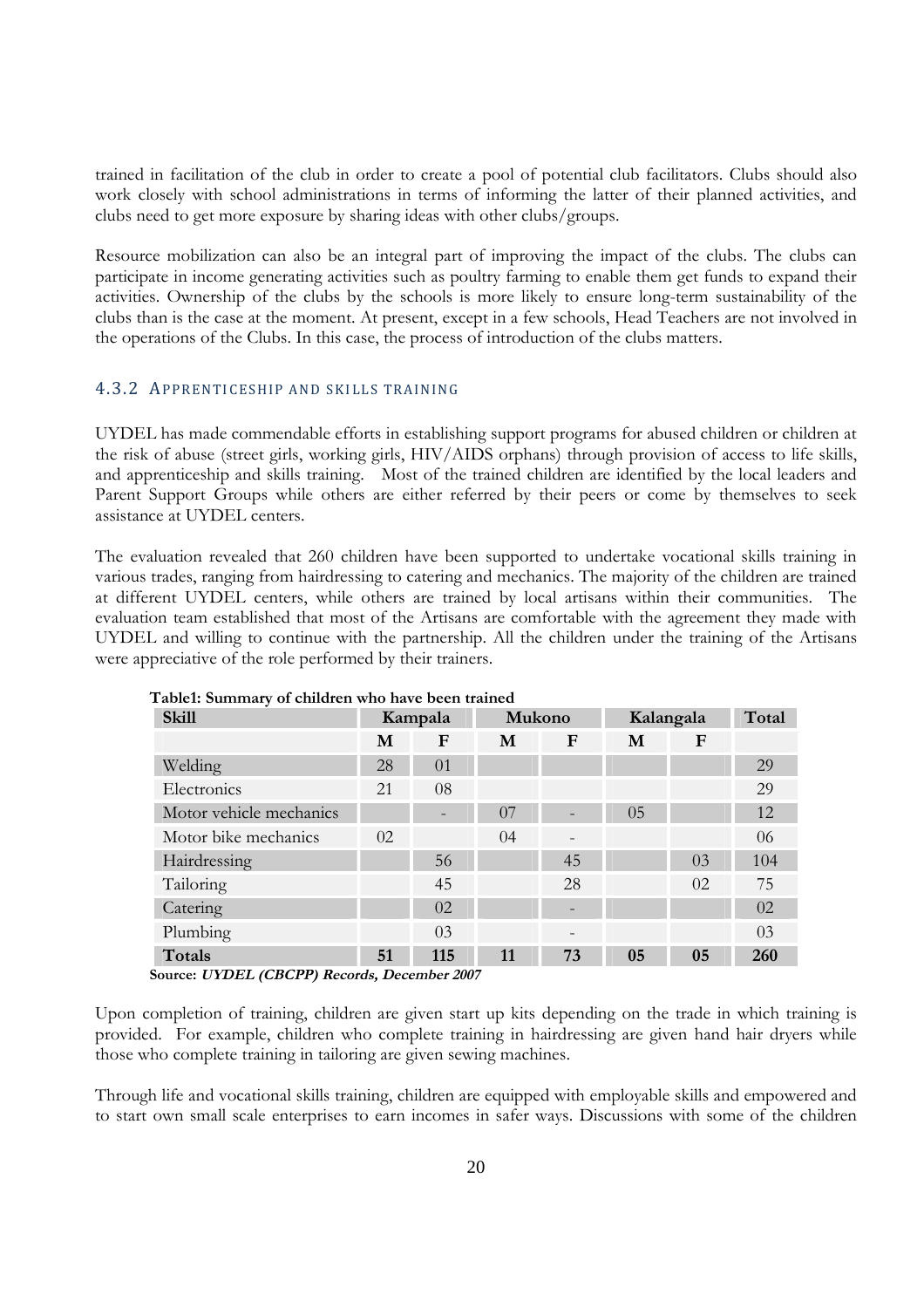trained in facilitation of the club in order to create a pool of potential club facilitators. Clubs should also work closely with school administrations in terms of informing the latter of their planned activities, and clubs need to get more exposure by sharing ideas with other clubs/groups.

Resource mobilization can also be an integral part of improving the impact of the clubs. The clubs can participate in income generating activities such as poultry farming to enable them get funds to expand their activities. Ownership of the clubs by the schools is more likely to ensure long-term sustainability of the clubs than is the case at the moment. At present, except in a few schools, Head Teachers are not involved in the operations of the Clubs. In this case, the process of introduction of the clubs matters.

### 4.3.2 Apprenticeship and skills training

UYDEL has made commendable efforts in establishing support programs for abused children or children at the risk of abuse (street girls, working girls, HIV/AIDS orphans) through provision of access to life skills, and apprenticeship and skills training. Most of the trained children are identified by the local leaders and Parent Support Groups while others are either referred by their peers or come by themselves to seek assistance at UYDEL centers.

The evaluation revealed that 260 children have been supported to undertake vocational skills training in various trades, ranging from hairdressing to catering and mechanics. The majority of the children are trained at different UYDEL centers, while others are trained by local artisans within their communities. The evaluation team established that most of the Artisans are comfortable with the agreement they made with UYDEL and willing to continue with the partnership. All the children under the training of the Artisans were appreciative of the role performed by their trainers.

**Table1: Summary of children who have been trained**

| Skill | Kampala | | Mukono | | Kalangala | | Total |
|---|---|---|---|---|---|---|---|
| | M | F | M | F | M | F | |
| Welding | 28 | 01 | | | | | 29 |
| Electronics | 21 | 08 | | | | | 29 |
| Motor vehicle mechanics | | - | 07 | - | 05 | | 12 |
| Motor bike mechanics | 02 | | 04 | - | | | 06 |
| Hairdressing | | 56 | | 45 | | 03 | 104 |
| Tailoring | | 45 | | 28 | | 02 | 75 |
| Catering | | 02 | | - | | | 02 |
| Plumbing | | 03 | | - | | | 03 |
| **Totals** | **51** | **115** | **11** | **73** | **05** | **05** | **260** |

Source: ***UYDEL (CBCPP) Records, December 2007***

Upon completion of training, children are given start up kits depending on the trade in which training is provided. For example, children who complete training in hairdressing are given hand hair dryers while those who complete training in tailoring are given sewing machines.

Through life and vocational skills training, children are equipped with employable skills and empowered and to start own small scale enterprises to earn incomes in safer ways. Discussions with some of the children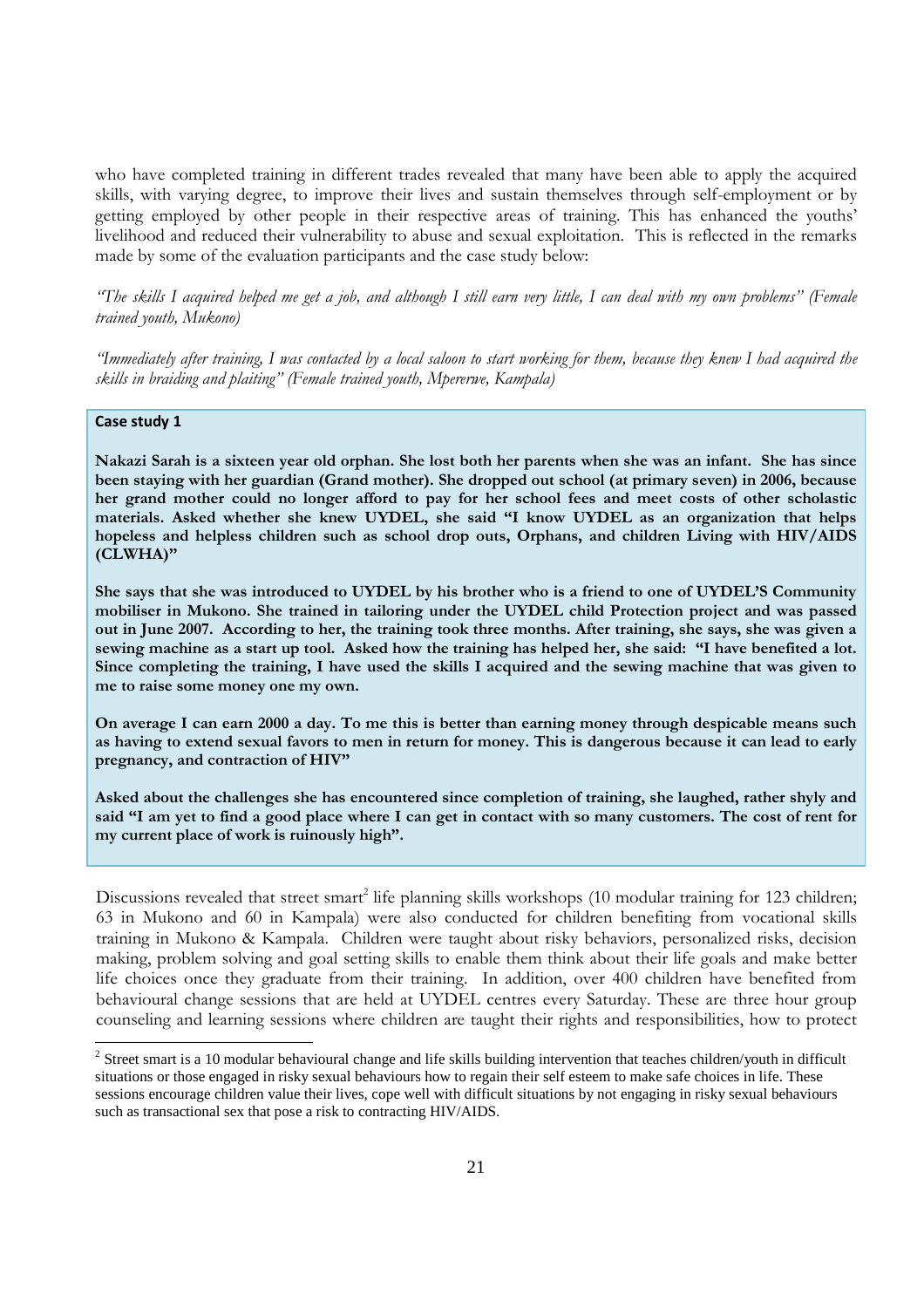who have completed training in different trades revealed that many have been able to apply the acquired skills, with varying degree, to improve their lives and sustain themselves through self-employment or by getting employed by other people in their respective areas of training. This has enhanced the youths' livelihood and reduced their vulnerability to abuse and sexual exploitation. This is reflected in the remarks made by some of the evaluation participants and the case study below:

*"The skills I acquired helped me get a job, and although I still earn very little, I can deal with my own problems" (Female trained youth, Mukono)*

*"Immediately after training, I was contacted by a local saloon to start working for them, because they knew I had acquired the skills in braiding and plaiting" (Female trained youth, Mpererwe, Kampala)*

> **Case study 1**
>
> **Nakazi Sarah is a sixteen year old orphan. She lost both her parents when she was an infant. She has since been staying with her guardian (Grand mother). She dropped out school (at primary seven) in 2006, because her grand mother could no longer afford to pay for her school fees and meet costs of other scholastic materials. Asked whether she knew UYDEL, she said "I know UYDEL as an organization that helps hopeless and helpless children such as school drop outs, Orphans, and children Living with HIV/AIDS (CLWHA)"**
>
> **She says that she was introduced to UYDEL by his brother who is a friend to one of UYDEL'S Community mobiliser in Mukono. She trained in tailoring under the UYDEL child Protection project and was passed out in June 2007. According to her, the training took three months. After training, she says, she was given a sewing machine as a start up tool. Asked how the training has helped her, she said: "I have benefited a lot. Since completing the training, I have used the skills I acquired and the sewing machine that was given to me to raise some money one my own.**
>
> **On average I can earn 2000 a day. To me this is better than earning money through despicable means such as having to extend sexual favors to men in return for money. This is dangerous because it can lead to early pregnancy, and contraction of HIV"**
>
> **Asked about the challenges she has encountered since completion of training, she laughed, rather shyly and said "I am yet to find a good place where I can get in contact with so many customers. The cost of rent for my current place of work is ruinously high".**

Discussions revealed that street smart[2] life planning skills workshops (10 modular training for 123 children; 63 in Mukono and 60 in Kampala) were also conducted for children benefiting from vocational skills training in Mukono & Kampala. Children were taught about risky behaviors, personalized risks, decision making, problem solving and goal setting skills to enable them think about their life goals and make better life choices once they graduate from their training. In addition, over 400 children have benefited from behavioural change sessions that are held at UYDEL centres every Saturday. These are three hour group counseling and learning sessions where children are taught their rights and responsibilities, how to protect

---

[2] Street smart is a 10 modular behavioural change and life skills building intervention that teaches children/youth in difficult situations or those engaged in risky sexual behaviours how to regain their self esteem to make safe choices in life. These sessions encourage children value their lives, cope well with difficult situations by not engaging in risky sexual behaviours such as transactional sex that pose a risk to contracting HIV/AIDS.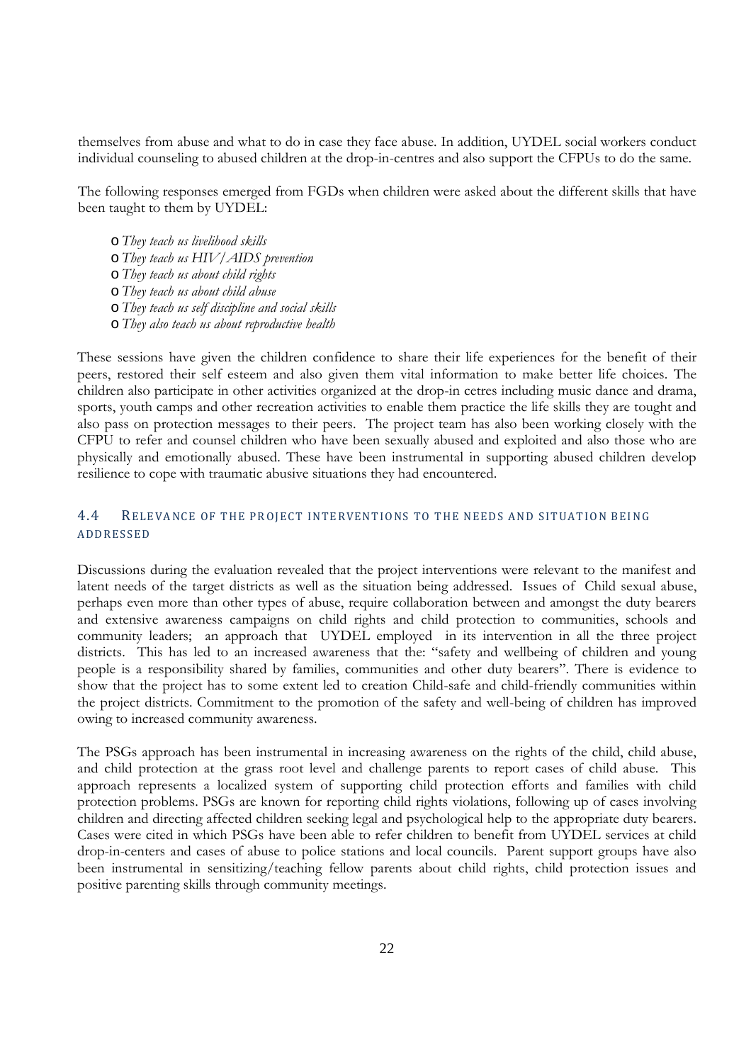themselves from abuse and what to do in case they face abuse. In addition, UYDEL social workers conduct individual counseling to abused children at the drop-in-centres and also support the CFPUs to do the same.

The following responses emerged from FGDs when children were asked about the different skills that have been taught to them by UYDEL:

- *They teach us livelihood skills*
- *They teach us HIV/AIDS prevention*
- *They teach us about child rights*
- *They teach us about child abuse*
- *They teach us self discipline and social skills*
- *They also teach us about reproductive health*

These sessions have given the children confidence to share their life experiences for the benefit of their peers, restored their self esteem and also given them vital information to make better life choices. The children also participate in other activities organized at the drop-in cetres including music dance and drama, sports, youth camps and other recreation activities to enable them practice the life skills they are tought and also pass on protection messages to their peers. The project team has also been working closely with the CFPU to refer and counsel children who have been sexually abused and exploited and also those who are physically and emotionally abused. These have been instrumental in supporting abused children develop resilience to cope with traumatic abusive situations they had encountered.

## 4.4 RELEVANCE OF THE PROJECT INTERVENTIONS TO THE NEEDS AND SITUATION BEING ADDRESSED

Discussions during the evaluation revealed that the project interventions were relevant to the manifest and latent needs of the target districts as well as the situation being addressed. Issues of Child sexual abuse, perhaps even more than other types of abuse, require collaboration between and amongst the duty bearers and extensive awareness campaigns on child rights and child protection to communities, schools and community leaders; an approach that UYDEL employed in its intervention in all the three project districts. This has led to an increased awareness that the: "safety and wellbeing of children and young people is a responsibility shared by families, communities and other duty bearers". There is evidence to show that the project has to some extent led to creation Child-safe and child-friendly communities within the project districts. Commitment to the promotion of the safety and well-being of children has improved owing to increased community awareness.

The PSGs approach has been instrumental in increasing awareness on the rights of the child, child abuse, and child protection at the grass root level and challenge parents to report cases of child abuse. This approach represents a localized system of supporting child protection efforts and families with child protection problems. PSGs are known for reporting child rights violations, following up of cases involving children and directing affected children seeking legal and psychological help to the appropriate duty bearers. Cases were cited in which PSGs have been able to refer children to benefit from UYDEL services at child drop-in-centers and cases of abuse to police stations and local councils. Parent support groups have also been instrumental in sensitizing/teaching fellow parents about child rights, child protection issues and positive parenting skills through community meetings.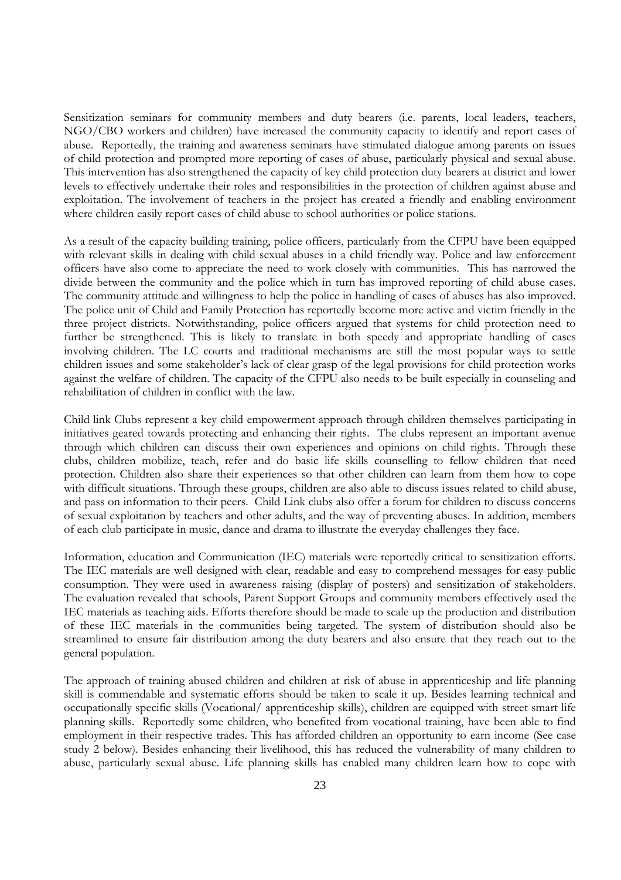Sensitization seminars for community members and duty bearers (i.e. parents, local leaders, teachers, NGO/CBO workers and children) have increased the community capacity to identify and report cases of abuse. Reportedly, the training and awareness seminars have stimulated dialogue among parents on issues of child protection and prompted more reporting of cases of abuse, particularly physical and sexual abuse. This intervention has also strengthened the capacity of key child protection duty bearers at district and lower levels to effectively undertake their roles and responsibilities in the protection of children against abuse and exploitation. The involvement of teachers in the project has created a friendly and enabling environment where children easily report cases of child abuse to school authorities or police stations.

As a result of the capacity building training, police officers, particularly from the CFPU have been equipped with relevant skills in dealing with child sexual abuses in a child friendly way. Police and law enforcement officers have also come to appreciate the need to work closely with communities. This has narrowed the divide between the community and the police which in turn has improved reporting of child abuse cases. The community attitude and willingness to help the police in handling of cases of abuses has also improved. The police unit of Child and Family Protection has reportedly become more active and victim friendly in the three project districts. Notwithstanding, police officers argued that systems for child protection need to further be strengthened. This is likely to translate in both speedy and appropriate handling of cases involving children. The LC courts and traditional mechanisms are still the most popular ways to settle children issues and some stakeholder's lack of clear grasp of the legal provisions for child protection works against the welfare of children. The capacity of the CFPU also needs to be built especially in counseling and rehabilitation of children in conflict with the law.

Child link Clubs represent a key child empowerment approach through children themselves participating in initiatives geared towards protecting and enhancing their rights. The clubs represent an important avenue through which children can discuss their own experiences and opinions on child rights. Through these clubs, children mobilize, teach, refer and do basic life skills counselling to fellow children that need protection. Children also share their experiences so that other children can learn from them how to cope with difficult situations. Through these groups, children are also able to discuss issues related to child abuse, and pass on information to their peers. Child Link clubs also offer a forum for children to discuss concerns of sexual exploitation by teachers and other adults, and the way of preventing abuses. In addition, members of each club participate in music, dance and drama to illustrate the everyday challenges they face.

Information, education and Communication (IEC) materials were reportedly critical to sensitization efforts. The IEC materials are well designed with clear, readable and easy to comprehend messages for easy public consumption. They were used in awareness raising (display of posters) and sensitization of stakeholders. The evaluation revealed that schools, Parent Support Groups and community members effectively used the IEC materials as teaching aids. Efforts therefore should be made to scale up the production and distribution of these IEC materials in the communities being targeted. The system of distribution should also be streamlined to ensure fair distribution among the duty bearers and also ensure that they reach out to the general population.

The approach of training abused children and children at risk of abuse in apprenticeship and life planning skill is commendable and systematic efforts should be taken to scale it up. Besides learning technical and occupationally specific skills (Vocational/ apprenticeship skills), children are equipped with street smart life planning skills. Reportedly some children, who benefited from vocational training, have been able to find employment in their respective trades. This has afforded children an opportunity to earn income (See case study 2 below). Besides enhancing their livelihood, this has reduced the vulnerability of many children to abuse, particularly sexual abuse. Life planning skills has enabled many children learn how to cope with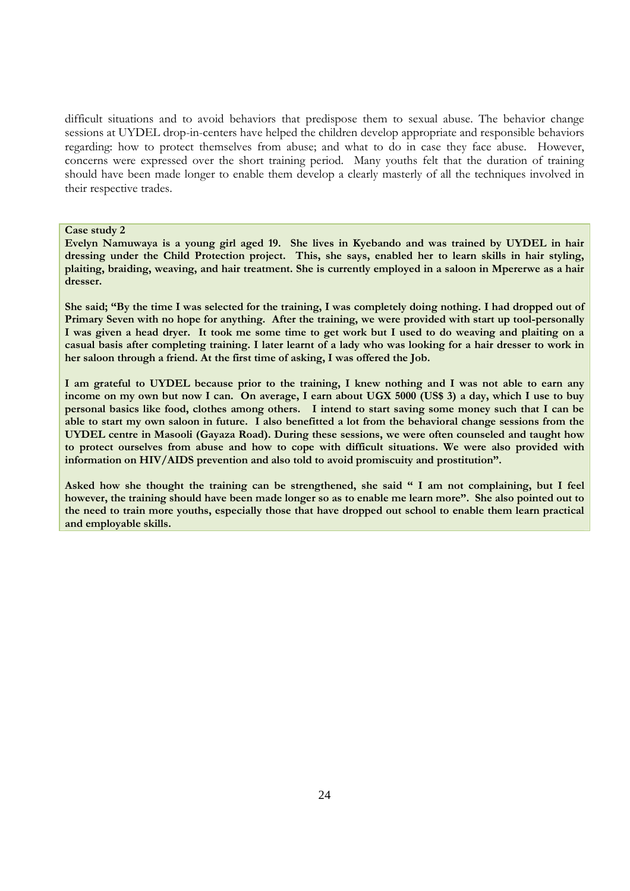difficult situations and to avoid behaviors that predispose them to sexual abuse. The behavior change sessions at UYDEL drop-in-centers have helped the children develop appropriate and responsible behaviors regarding: how to protect themselves from abuse; and what to do in case they face abuse. However, concerns were expressed over the short training period. Many youths felt that the duration of training should have been made longer to enable them develop a clearly masterly of all the techniques involved in their respective trades.

**Case study 2**

**Evelyn Namuwaya is a young girl aged 19. She lives in Kyebando and was trained by UYDEL in hair dressing under the Child Protection project. This, she says, enabled her to learn skills in hair styling, plaiting, braiding, weaving, and hair treatment. She is currently employed in a saloon in Mpererwe as a hair dresser.**

**She said; "By the time I was selected for the training, I was completely doing nothing. I had dropped out of Primary Seven with no hope for anything. After the training, we were provided with start up tool-personally I was given a head dryer. It took me some time to get work but I used to do weaving and plaiting on a casual basis after completing training. I later learnt of a lady who was looking for a hair dresser to work in her saloon through a friend. At the first time of asking, I was offered the Job.**

**I am grateful to UYDEL because prior to the training, I knew nothing and I was not able to earn any income on my own but now I can. On average, I earn about UGX 5000 (US$ 3) a day, which I use to buy personal basics like food, clothes among others. I intend to start saving some money such that I can be able to start my own saloon in future. I also benefitted a lot from the behavioral change sessions from the UYDEL centre in Masooli (Gayaza Road). During these sessions, we were often counseled and taught how to protect ourselves from abuse and how to cope with difficult situations. We were also provided with information on HIV/AIDS prevention and also told to avoid promiscuity and prostitution".**

**Asked how she thought the training can be strengthened, she said " I am not complaining, but I feel however, the training should have been made longer so as to enable me learn more". She also pointed out to the need to train more youths, especially those that have dropped out school to enable them learn practical and employable skills.**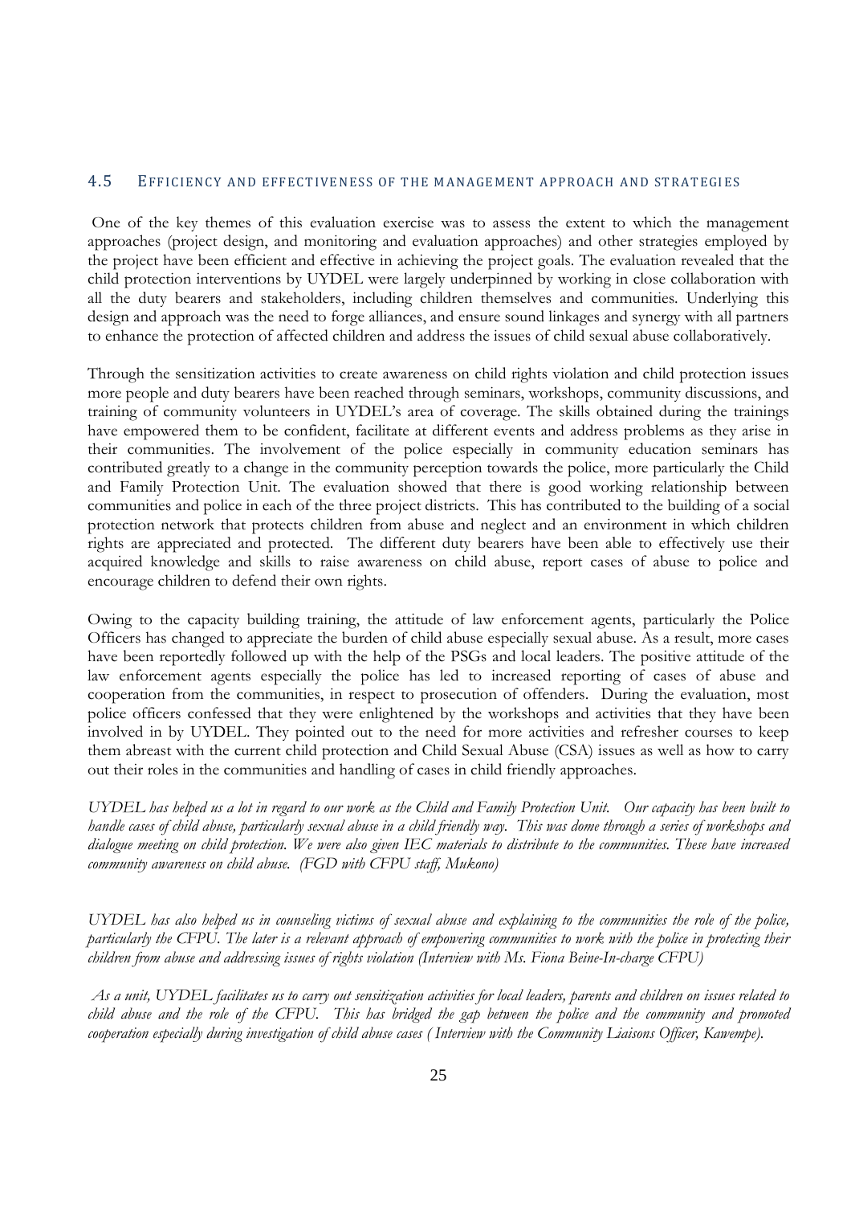## 4.5 Efficiency and effectiveness of the management approach and strategies

One of the key themes of this evaluation exercise was to assess the extent to which the management approaches (project design, and monitoring and evaluation approaches) and other strategies employed by the project have been efficient and effective in achieving the project goals. The evaluation revealed that the child protection interventions by UYDEL were largely underpinned by working in close collaboration with all the duty bearers and stakeholders, including children themselves and communities. Underlying this design and approach was the need to forge alliances, and ensure sound linkages and synergy with all partners to enhance the protection of affected children and address the issues of child sexual abuse collaboratively.

Through the sensitization activities to create awareness on child rights violation and child protection issues more people and duty bearers have been reached through seminars, workshops, community discussions, and training of community volunteers in UYDEL's area of coverage. The skills obtained during the trainings have empowered them to be confident, facilitate at different events and address problems as they arise in their communities. The involvement of the police especially in community education seminars has contributed greatly to a change in the community perception towards the police, more particularly the Child and Family Protection Unit. The evaluation showed that there is good working relationship between communities and police in each of the three project districts. This has contributed to the building of a social protection network that protects children from abuse and neglect and an environment in which children rights are appreciated and protected. The different duty bearers have been able to effectively use their acquired knowledge and skills to raise awareness on child abuse, report cases of abuse to police and encourage children to defend their own rights.

Owing to the capacity building training, the attitude of law enforcement agents, particularly the Police Officers has changed to appreciate the burden of child abuse especially sexual abuse. As a result, more cases have been reportedly followed up with the help of the PSGs and local leaders. The positive attitude of the law enforcement agents especially the police has led to increased reporting of cases of abuse and cooperation from the communities, in respect to prosecution of offenders. During the evaluation, most police officers confessed that they were enlightened by the workshops and activities that they have been involved in by UYDEL. They pointed out to the need for more activities and refresher courses to keep them abreast with the current child protection and Child Sexual Abuse (CSA) issues as well as how to carry out their roles in the communities and handling of cases in child friendly approaches.

*UYDEL has helped us a lot in regard to our work as the Child and Family Protection Unit. Our capacity has been built to handle cases of child abuse, particularly sexual abuse in a child friendly way. This was dome through a series of workshops and dialogue meeting on child protection. We were also given IEC materials to distribute to the communities. These have increased community awareness on child abuse. (FGD with CFPU staff, Mukono)*

*UYDEL has also helped us in counseling victims of sexual abuse and explaining to the communities the role of the police, particularly the CFPU. The later is a relevant approach of empowering communities to work with the police in protecting their children from abuse and addressing issues of rights violation (Interview with Ms. Fiona Beine-In-charge CFPU)*

*As a unit, UYDEL facilitates us to carry out sensitization activities for local leaders, parents and children on issues related to child abuse and the role of the CFPU. This has bridged the gap between the police and the community and promoted cooperation especially during investigation of child abuse cases ( Interview with the Community Liaisons Officer, Kawempe).*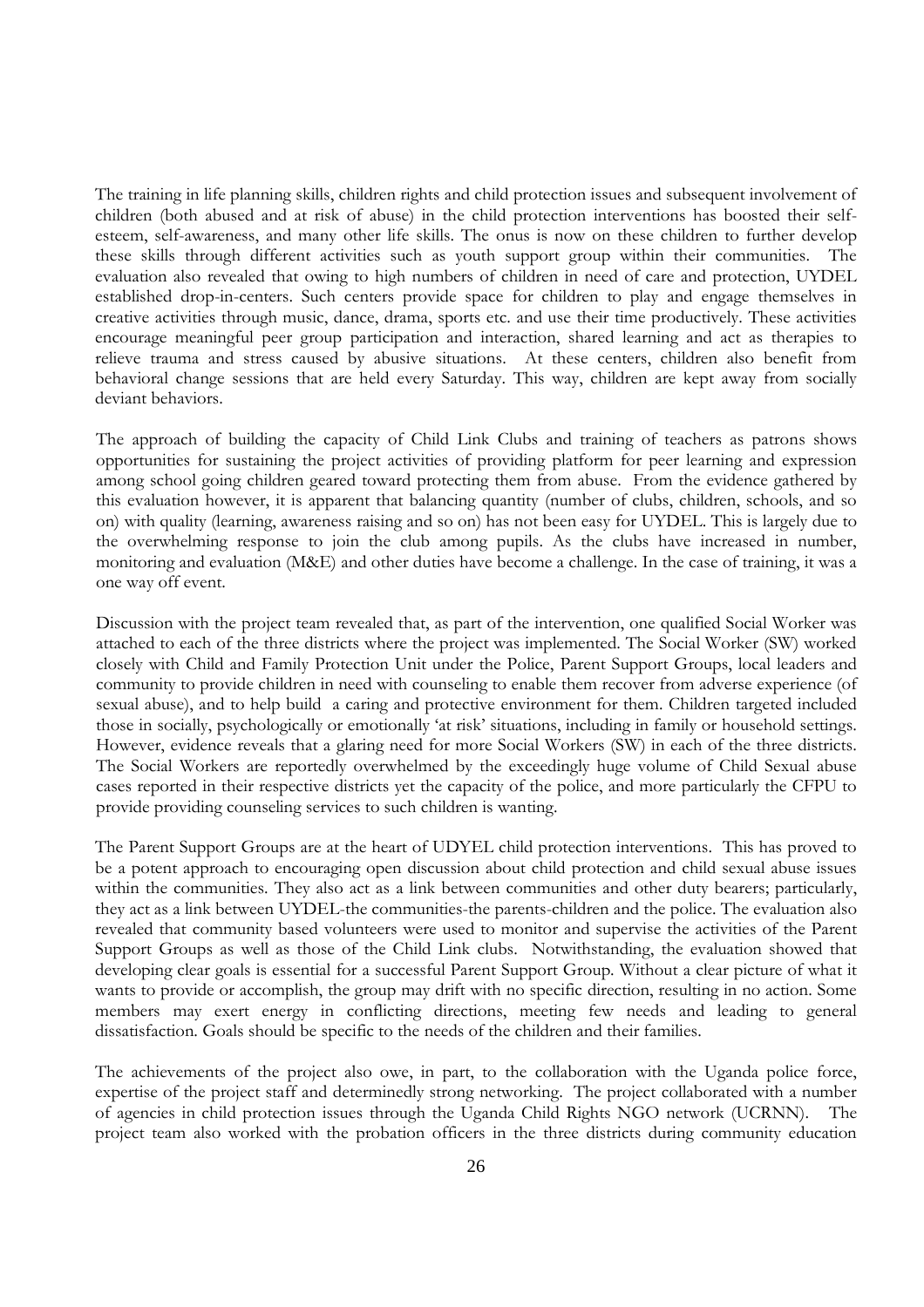The training in life planning skills, children rights and child protection issues and subsequent involvement of children (both abused and at risk of abuse) in the child protection interventions has boosted their self-esteem, self-awareness, and many other life skills. The onus is now on these children to further develop these skills through different activities such as youth support group within their communities. The evaluation also revealed that owing to high numbers of children in need of care and protection, UYDEL established drop-in-centers. Such centers provide space for children to play and engage themselves in creative activities through music, dance, drama, sports etc. and use their time productively. These activities encourage meaningful peer group participation and interaction, shared learning and act as therapies to relieve trauma and stress caused by abusive situations. At these centers, children also benefit from behavioral change sessions that are held every Saturday. This way, children are kept away from socially deviant behaviors.

The approach of building the capacity of Child Link Clubs and training of teachers as patrons shows opportunities for sustaining the project activities of providing platform for peer learning and expression among school going children geared toward protecting them from abuse. From the evidence gathered by this evaluation however, it is apparent that balancing quantity (number of clubs, children, schools, and so on) with quality (learning, awareness raising and so on) has not been easy for UYDEL. This is largely due to the overwhelming response to join the club among pupils. As the clubs have increased in number, monitoring and evaluation (M&E) and other duties have become a challenge. In the case of training, it was a one way off event.

Discussion with the project team revealed that, as part of the intervention, one qualified Social Worker was attached to each of the three districts where the project was implemented. The Social Worker (SW) worked closely with Child and Family Protection Unit under the Police, Parent Support Groups, local leaders and community to provide children in need with counseling to enable them recover from adverse experience (of sexual abuse), and to help build a caring and protective environment for them. Children targeted included those in socially, psychologically or emotionally 'at risk' situations, including in family or household settings. However, evidence reveals that a glaring need for more Social Workers (SW) in each of the three districts. The Social Workers are reportedly overwhelmed by the exceedingly huge volume of Child Sexual abuse cases reported in their respective districts yet the capacity of the police, and more particularly the CFPU to provide providing counseling services to such children is wanting.

The Parent Support Groups are at the heart of UDYEL child protection interventions. This has proved to be a potent approach to encouraging open discussion about child protection and child sexual abuse issues within the communities. They also act as a link between communities and other duty bearers; particularly, they act as a link between UYDEL-the communities-the parents-children and the police. The evaluation also revealed that community based volunteers were used to monitor and supervise the activities of the Parent Support Groups as well as those of the Child Link clubs. Notwithstanding, the evaluation showed that developing clear goals is essential for a successful Parent Support Group. Without a clear picture of what it wants to provide or accomplish, the group may drift with no specific direction, resulting in no action. Some members may exert energy in conflicting directions, meeting few needs and leading to general dissatisfaction. Goals should be specific to the needs of the children and their families.

The achievements of the project also owe, in part, to the collaboration with the Uganda police force, expertise of the project staff and determinedly strong networking. The project collaborated with a number of agencies in child protection issues through the Uganda Child Rights NGO network (UCRNN). The project team also worked with the probation officers in the three districts during community education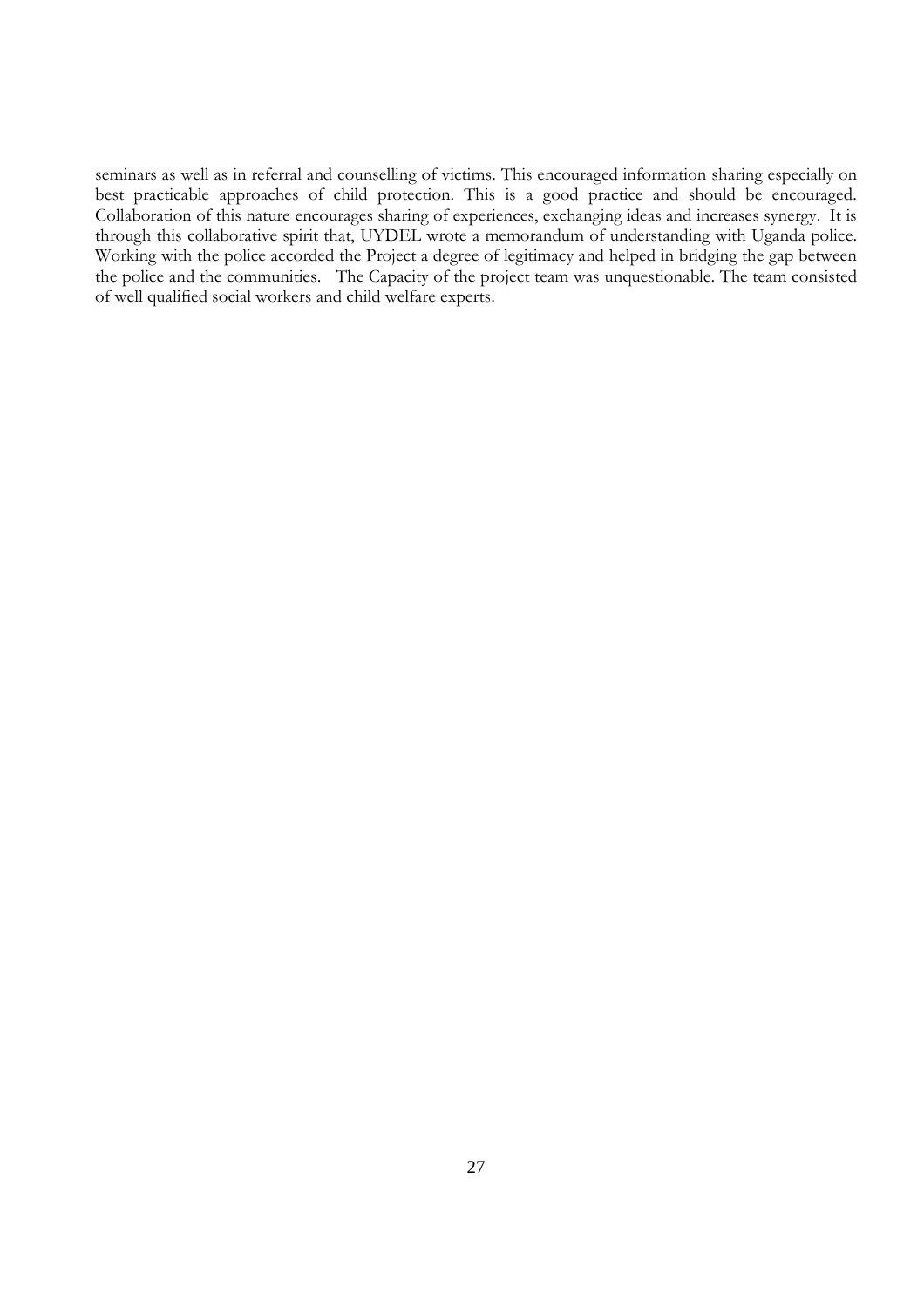seminars as well as in referral and counselling of victims. This encouraged information sharing especially on best practicable approaches of child protection. This is a good practice and should be encouraged. Collaboration of this nature encourages sharing of experiences, exchanging ideas and increases synergy. It is through this collaborative spirit that, UYDEL wrote a memorandum of understanding with Uganda police. Working with the police accorded the Project a degree of legitimacy and helped in bridging the gap between the police and the communities. The Capacity of the project team was unquestionable. The team consisted of well qualified social workers and child welfare experts.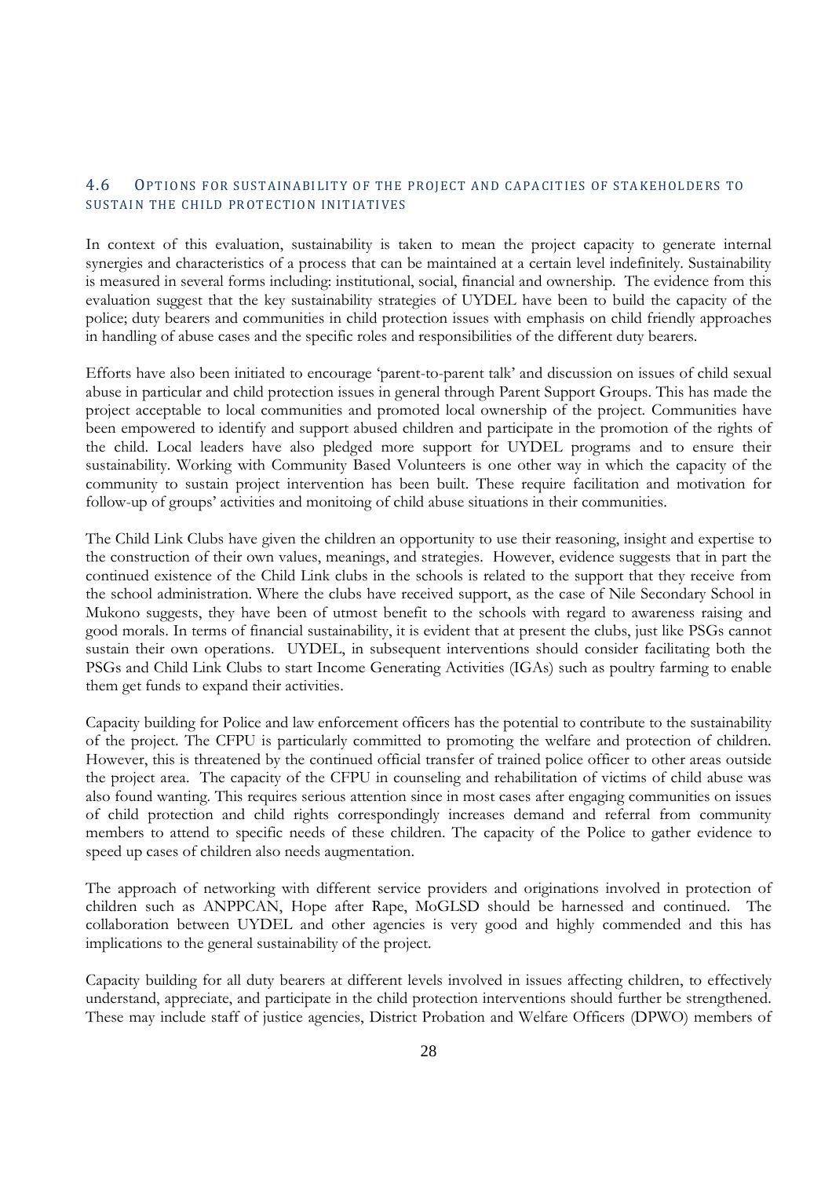## 4.6 Options for sustainability of the project and capacities of stakeholders to sustain the child protection initiatives

In context of this evaluation, sustainability is taken to mean the project capacity to generate internal synergies and characteristics of a process that can be maintained at a certain level indefinitely. Sustainability is measured in several forms including: institutional, social, financial and ownership. The evidence from this evaluation suggest that the key sustainability strategies of UYDEL have been to build the capacity of the police; duty bearers and communities in child protection issues with emphasis on child friendly approaches in handling of abuse cases and the specific roles and responsibilities of the different duty bearers.

Efforts have also been initiated to encourage 'parent-to-parent talk' and discussion on issues of child sexual abuse in particular and child protection issues in general through Parent Support Groups. This has made the project acceptable to local communities and promoted local ownership of the project. Communities have been empowered to identify and support abused children and participate in the promotion of the rights of the child. Local leaders have also pledged more support for UYDEL programs and to ensure their sustainability. Working with Community Based Volunteers is one other way in which the capacity of the community to sustain project intervention has been built. These require facilitation and motivation for follow-up of groups' activities and monitoing of child abuse situations in their communities.

The Child Link Clubs have given the children an opportunity to use their reasoning, insight and expertise to the construction of their own values, meanings, and strategies. However, evidence suggests that in part the continued existence of the Child Link clubs in the schools is related to the support that they receive from the school administration. Where the clubs have received support, as the case of Nile Secondary School in Mukono suggests, they have been of utmost benefit to the schools with regard to awareness raising and good morals. In terms of financial sustainability, it is evident that at present the clubs, just like PSGs cannot sustain their own operations. UYDEL, in subsequent interventions should consider facilitating both the PSGs and Child Link Clubs to start Income Generating Activities (IGAs) such as poultry farming to enable them get funds to expand their activities.

Capacity building for Police and law enforcement officers has the potential to contribute to the sustainability of the project. The CFPU is particularly committed to promoting the welfare and protection of children. However, this is threatened by the continued official transfer of trained police officer to other areas outside the project area. The capacity of the CFPU in counseling and rehabilitation of victims of child abuse was also found wanting. This requires serious attention since in most cases after engaging communities on issues of child protection and child rights correspondingly increases demand and referral from community members to attend to specific needs of these children. The capacity of the Police to gather evidence to speed up cases of children also needs augmentation.

The approach of networking with different service providers and originations involved in protection of children such as ANPPCAN, Hope after Rape, MoGLSD should be harnessed and continued. The collaboration between UYDEL and other agencies is very good and highly commended and this has implications to the general sustainability of the project.

Capacity building for all duty bearers at different levels involved in issues affecting children, to effectively understand, appreciate, and participate in the child protection interventions should further be strengthened. These may include staff of justice agencies, District Probation and Welfare Officers (DPWO) members of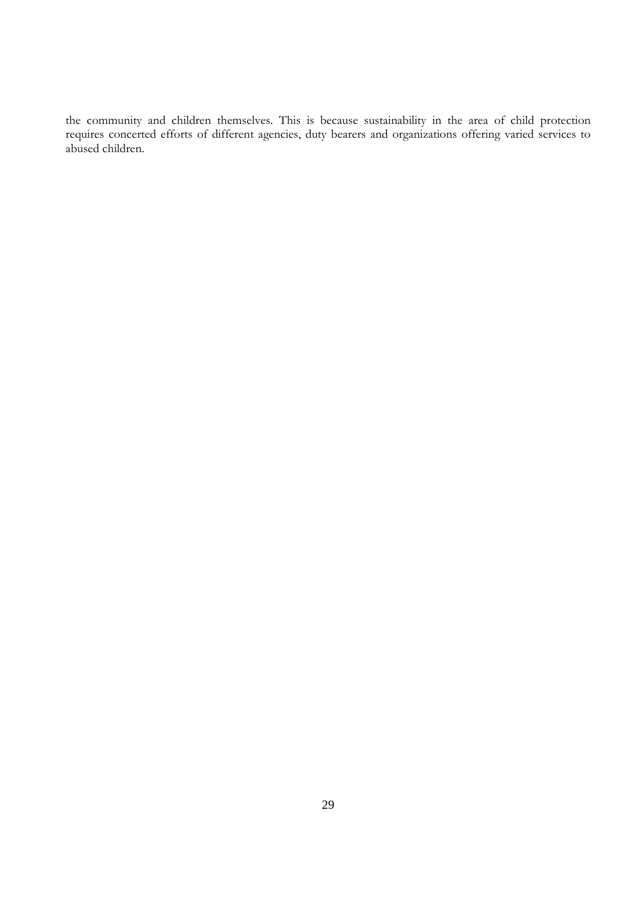the community and children themselves. This is because sustainability in the area of child protection requires concerted efforts of different agencies, duty bearers and organizations offering varied services to abused children.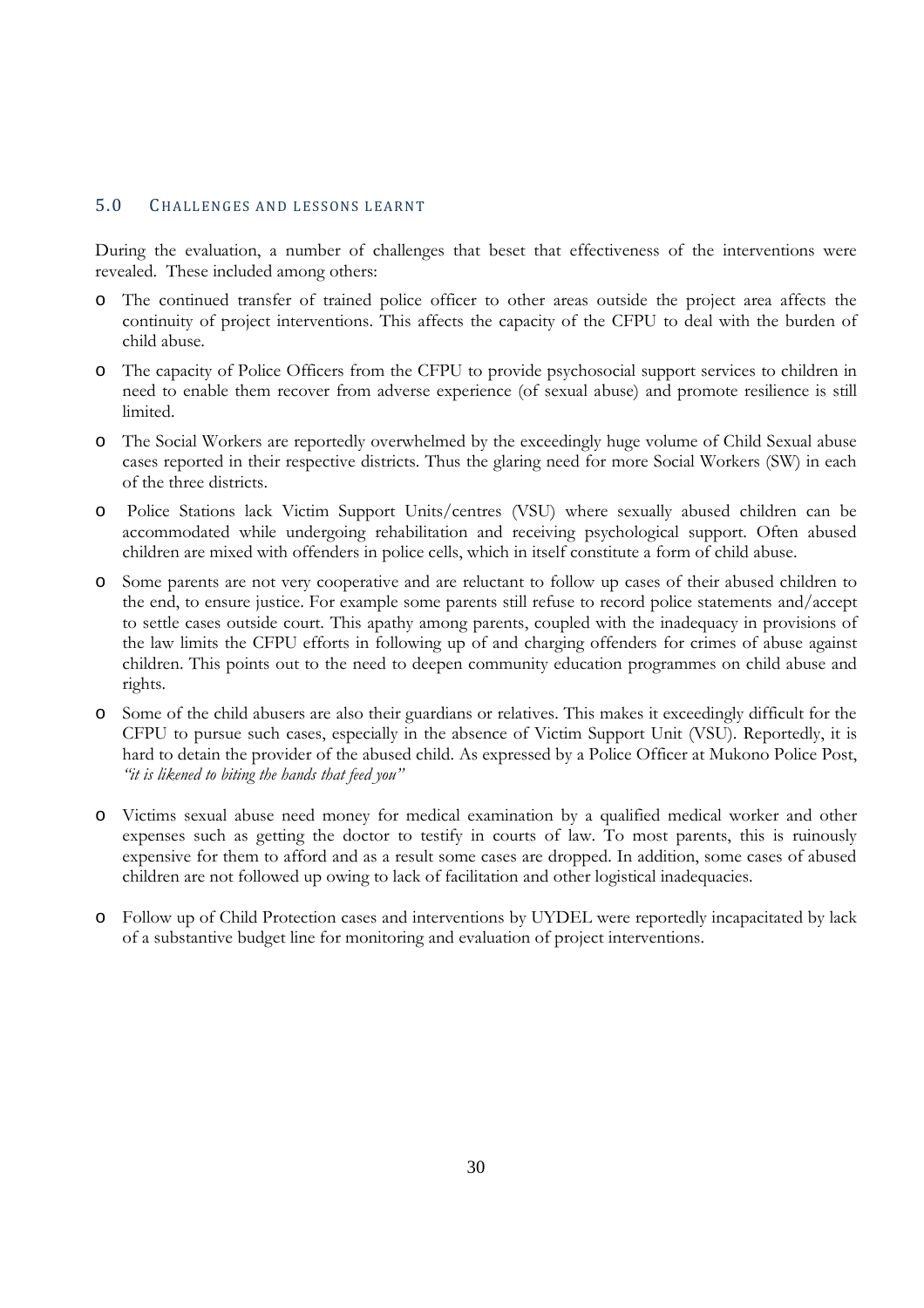## 5.0 CHALLENGES AND LESSONS LEARNT

During the evaluation, a number of challenges that beset that effectiveness of the interventions were revealed. These included among others:

- The continued transfer of trained police officer to other areas outside the project area affects the continuity of project interventions. This affects the capacity of the CFPU to deal with the burden of child abuse.
- The capacity of Police Officers from the CFPU to provide psychosocial support services to children in need to enable them recover from adverse experience (of sexual abuse) and promote resilience is still limited.
- The Social Workers are reportedly overwhelmed by the exceedingly huge volume of Child Sexual abuse cases reported in their respective districts. Thus the glaring need for more Social Workers (SW) in each of the three districts.
- Police Stations lack Victim Support Units/centres (VSU) where sexually abused children can be accommodated while undergoing rehabilitation and receiving psychological support. Often abused children are mixed with offenders in police cells, which in itself constitute a form of child abuse.
- Some parents are not very cooperative and are reluctant to follow up cases of their abused children to the end, to ensure justice. For example some parents still refuse to record police statements and/accept to settle cases outside court. This apathy among parents, coupled with the inadequacy in provisions of the law limits the CFPU efforts in following up of and charging offenders for crimes of abuse against children. This points out to the need to deepen community education programmes on child abuse and rights.
- Some of the child abusers are also their guardians or relatives. This makes it exceedingly difficult for the CFPU to pursue such cases, especially in the absence of Victim Support Unit (VSU). Reportedly, it is hard to detain the provider of the abused child. As expressed by a Police Officer at Mukono Police Post, *"it is likened to biting the hands that feed you"*
- Victims sexual abuse need money for medical examination by a qualified medical worker and other expenses such as getting the doctor to testify in courts of law. To most parents, this is ruinously expensive for them to afford and as a result some cases are dropped. In addition, some cases of abused children are not followed up owing to lack of facilitation and other logistical inadequacies.
- Follow up of Child Protection cases and interventions by UYDEL were reportedly incapacitated by lack of a substantive budget line for monitoring and evaluation of project interventions.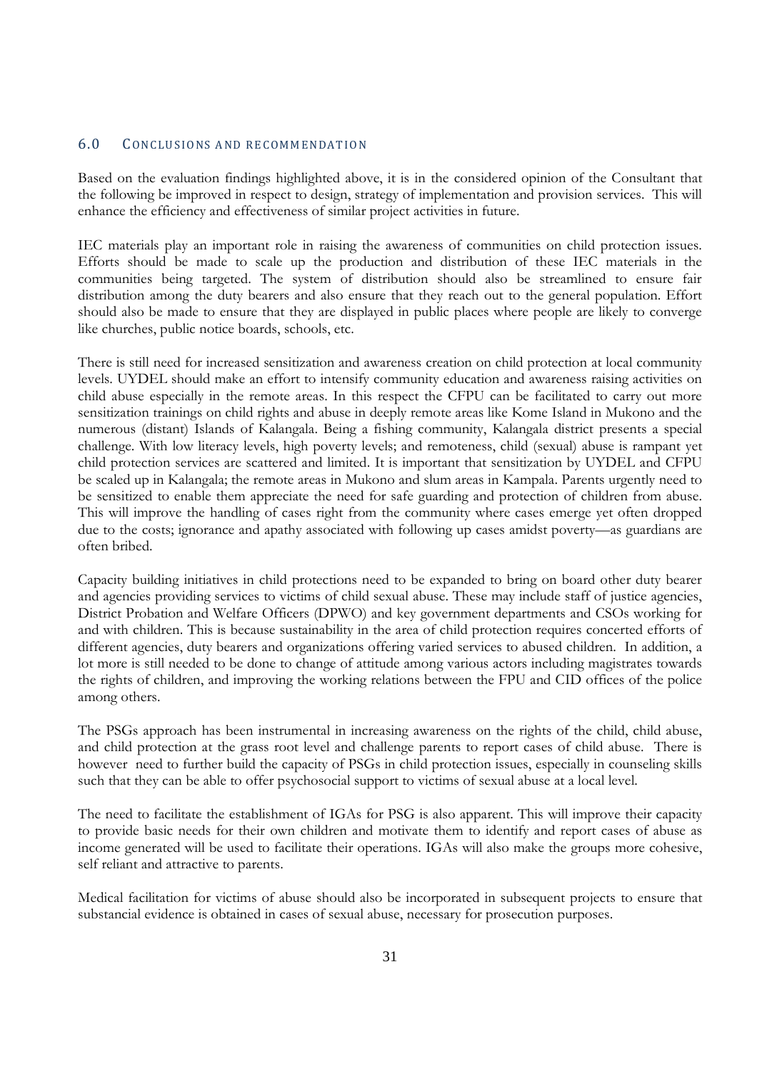## 6.0 Conclusions and Recommendation

Based on the evaluation findings highlighted above, it is in the considered opinion of the Consultant that the following be improved in respect to design, strategy of implementation and provision services. This will enhance the efficiency and effectiveness of similar project activities in future.

IEC materials play an important role in raising the awareness of communities on child protection issues. Efforts should be made to scale up the production and distribution of these IEC materials in the communities being targeted. The system of distribution should also be streamlined to ensure fair distribution among the duty bearers and also ensure that they reach out to the general population. Effort should also be made to ensure that they are displayed in public places where people are likely to converge like churches, public notice boards, schools, etc.

There is still need for increased sensitization and awareness creation on child protection at local community levels. UYDEL should make an effort to intensify community education and awareness raising activities on child abuse especially in the remote areas. In this respect the CFPU can be facilitated to carry out more sensitization trainings on child rights and abuse in deeply remote areas like Kome Island in Mukono and the numerous (distant) Islands of Kalangala. Being a fishing community, Kalangala district presents a special challenge. With low literacy levels, high poverty levels; and remoteness, child (sexual) abuse is rampant yet child protection services are scattered and limited. It is important that sensitization by UYDEL and CFPU be scaled up in Kalangala; the remote areas in Mukono and slum areas in Kampala. Parents urgently need to be sensitized to enable them appreciate the need for safe guarding and protection of children from abuse. This will improve the handling of cases right from the community where cases emerge yet often dropped due to the costs; ignorance and apathy associated with following up cases amidst poverty—as guardians are often bribed.

Capacity building initiatives in child protections need to be expanded to bring on board other duty bearer and agencies providing services to victims of child sexual abuse. These may include staff of justice agencies, District Probation and Welfare Officers (DPWO) and key government departments and CSOs working for and with children. This is because sustainability in the area of child protection requires concerted efforts of different agencies, duty bearers and organizations offering varied services to abused children. In addition, a lot more is still needed to be done to change of attitude among various actors including magistrates towards the rights of children, and improving the working relations between the FPU and CID offices of the police among others.

The PSGs approach has been instrumental in increasing awareness on the rights of the child, child abuse, and child protection at the grass root level and challenge parents to report cases of child abuse. There is however need to further build the capacity of PSGs in child protection issues, especially in counseling skills such that they can be able to offer psychosocial support to victims of sexual abuse at a local level.

The need to facilitate the establishment of IGAs for PSG is also apparent. This will improve their capacity to provide basic needs for their own children and motivate them to identify and report cases of abuse as income generated will be used to facilitate their operations. IGAs will also make the groups more cohesive, self reliant and attractive to parents.

Medical facilitation for victims of abuse should also be incorporated in subsequent projects to ensure that substancial evidence is obtained in cases of sexual abuse, necessary for prosecution purposes.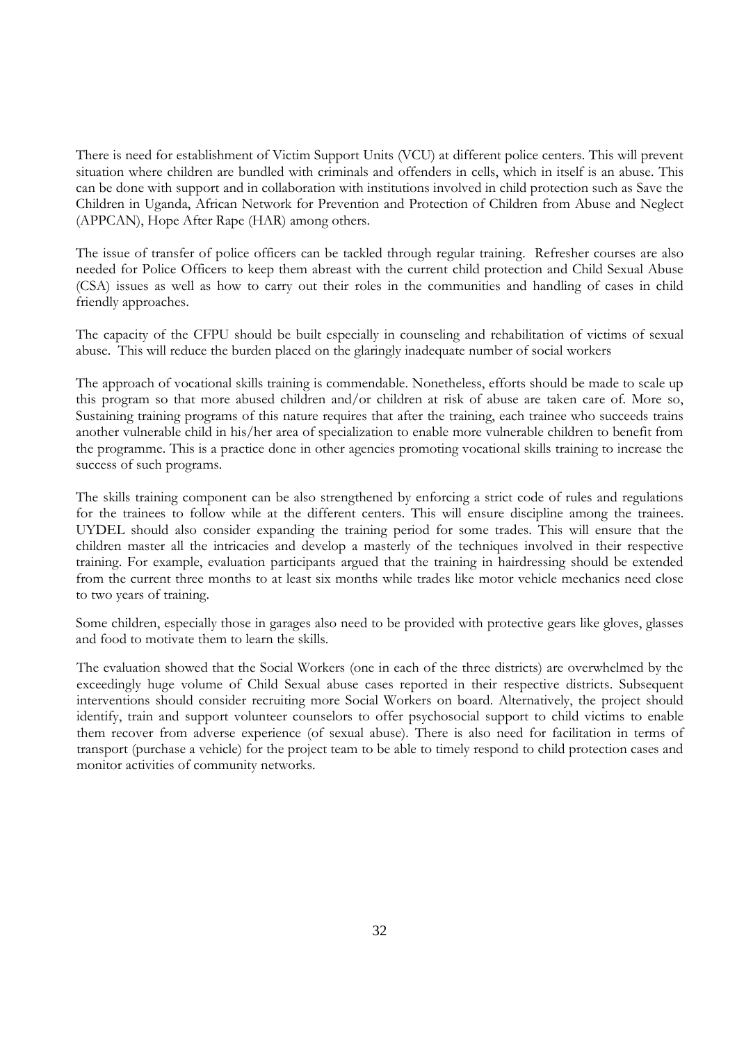There is need for establishment of Victim Support Units (VCU) at different police centers. This will prevent situation where children are bundled with criminals and offenders in cells, which in itself is an abuse. This can be done with support and in collaboration with institutions involved in child protection such as Save the Children in Uganda, African Network for Prevention and Protection of Children from Abuse and Neglect (APPCAN), Hope After Rape (HAR) among others.

The issue of transfer of police officers can be tackled through regular training. Refresher courses are also needed for Police Officers to keep them abreast with the current child protection and Child Sexual Abuse (CSA) issues as well as how to carry out their roles in the communities and handling of cases in child friendly approaches.

The capacity of the CFPU should be built especially in counseling and rehabilitation of victims of sexual abuse. This will reduce the burden placed on the glaringly inadequate number of social workers

The approach of vocational skills training is commendable. Nonetheless, efforts should be made to scale up this program so that more abused children and/or children at risk of abuse are taken care of. More so, Sustaining training programs of this nature requires that after the training, each trainee who succeeds trains another vulnerable child in his/her area of specialization to enable more vulnerable children to benefit from the programme. This is a practice done in other agencies promoting vocational skills training to increase the success of such programs.

The skills training component can be also strengthened by enforcing a strict code of rules and regulations for the trainees to follow while at the different centers. This will ensure discipline among the trainees. UYDEL should also consider expanding the training period for some trades. This will ensure that the children master all the intricacies and develop a masterly of the techniques involved in their respective training. For example, evaluation participants argued that the training in hairdressing should be extended from the current three months to at least six months while trades like motor vehicle mechanics need close to two years of training.

Some children, especially those in garages also need to be provided with protective gears like gloves, glasses and food to motivate them to learn the skills.

The evaluation showed that the Social Workers (one in each of the three districts) are overwhelmed by the exceedingly huge volume of Child Sexual abuse cases reported in their respective districts. Subsequent interventions should consider recruiting more Social Workers on board. Alternatively, the project should identify, train and support volunteer counselors to offer psychosocial support to child victims to enable them recover from adverse experience (of sexual abuse). There is also need for facilitation in terms of transport (purchase a vehicle) for the project team to be able to timely respond to child protection cases and monitor activities of community networks.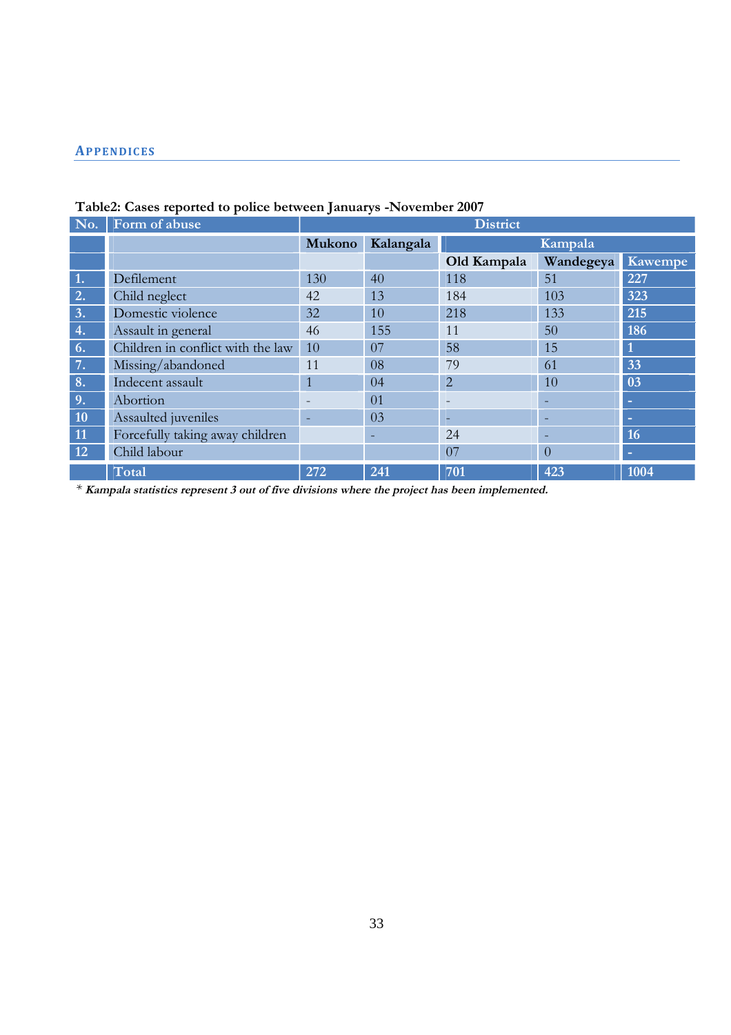## APPENDICES

**Table2: Cases reported to police between Januarys -November 2007**

| No. | Form of abuse | District | | | | |
|---|---|---|---|---|---|---|
| | | Mukono | Kalangala | Kampala | | |
| | | | | Old Kampala | Wandegeya | Kawempe |
| 1. | Defilement | 130 | 40 | 118 | 51 | 227 |
| 2. | Child neglect | 42 | 13 | 184 | 103 | 323 |
| 3. | Domestic violence | 32 | 10 | 218 | 133 | 215 |
| 4. | Assault in general | 46 | 155 | 11 | 50 | 186 |
| 6. | Children in conflict with the law | 10 | 07 | 58 | 15 | 1 |
| 7. | Missing/abandoned | 11 | 08 | 79 | 61 | 33 |
| 8. | Indecent assault | 1 | 04 | 2 | 10 | 03 |
| 9. | Abortion | - | 01 | - | - | - |
| 10 | Assaulted juveniles | - | 03 | - | - | - |
| 11 | Forcefully taking away children | | - | 24 | - | 16 |
| 12 | Child labour | | | 07 | 0 | - |
| | Total | 272 | 241 | 701 | 423 | 1004 |

\* ***Kampala statistics represent 3 out of five divisions where the project has been implemented.***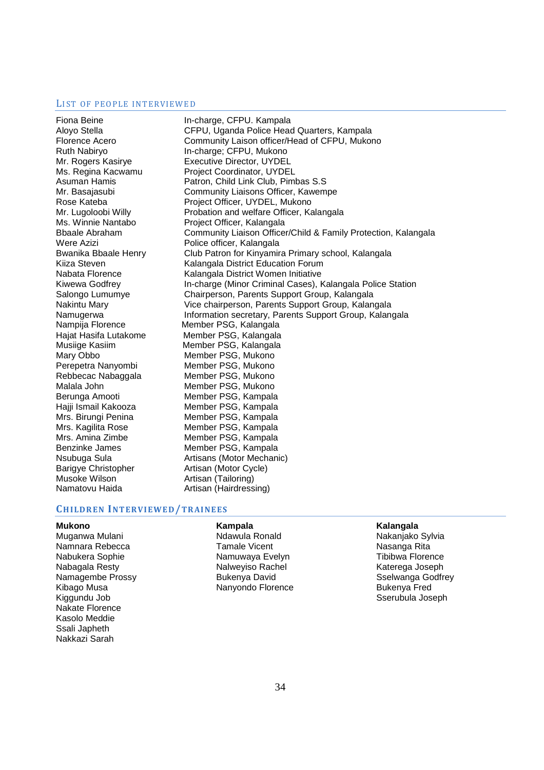## LIST OF PEOPLE INTERVIEWED

| Name | Position |
|---|---|
| Fiona Beine | In-charge, CFPU. Kampala |
| Aloyo Stella | CFPU, Uganda Police Head Quarters, Kampala |
| Florence Acero | Community Laison officer/Head of CFPU, Mukono |
| Ruth Nabiryo | In-charge; CFPU, Mukono |
| Mr. Rogers Kasirye | Executive Director, UYDEL |
| Ms. Regina Kacwamu | Project Coordinator, UYDEL |
| Asuman Hamis | Patron, Child Link Club, Pimbas S.S |
| Mr. Basajasubi | Community Liaisons Officer, Kawempe |
| Rose Kateba | Project Officer, UYDEL, Mukono |
| Mr. Lugoloobi Willy | Probation and welfare Officer, Kalangala |
| Ms. Winnie Nantabo | Project Officer, Kalangala |
| Bbaale Abraham | Community Liaison Officer/Child & Family Protection, Kalangala |
| Were Azizi | Police officer, Kalangala |
| Bwanika Bbaale Henry | Club Patron for Kinyamira Primary school, Kalangala |
| Kiiza Steven | Kalangala District Education Forum |
| Nabata Florence | Kalangala District Women Initiative |
| Kiwewa Godfrey | In-charge (Minor Criminal Cases), Kalangala Police Station |
| Salongo Lumumye | Chairperson, Parents Support Group, Kalangala |
| Nakintu Mary | Vice chairperson, Parents Support Group, Kalangala |
| Namugerwa | Information secretary, Parents Support Group, Kalangala |
| Nampija Florence | Member PSG, Kalangala |
| Hajat Hasifa Lutakome | Member PSG, Kalangala |
| Musiige Kasiim | Member PSG, Kalangala |
| Mary Obbo | Member PSG, Mukono |
| Perepetra Nanyombi | Member PSG, Mukono |
| Rebbecac Nabaggala | Member PSG, Mukono |
| Malala John | Member PSG, Mukono |
| Berunga Amooti | Member PSG, Kampala |
| Hajji Ismail Kakooza | Member PSG, Kampala |
| Mrs. Birungi Penina | Member PSG, Kampala |
| Mrs. Kagilita Rose | Member PSG, Kampala |
| Mrs. Amina Zimbe | Member PSG, Kampala |
| Benzinke James | Member PSG, Kampala |
| Nsubuga Sula | Artisans (Motor Mechanic) |
| Barigye Christopher | Artisan (Motor Cycle) |
| Musoke Wilson | Artisan (Tailoring) |
| Namatovu Haida | Artisan (Hairdressing) |

## CHILDREN INTERVIEWED/TRAINEES

**Mukono**
- Muganwa Mulani
- Namnara Rebecca
- Nabukera Sophie
- Nabagala Resty
- Namagembe Prossy
- Kibago Musa
- Kiggundu Job
- Nakate Florence
- Kasolo Meddie
- Ssali Japheth
- Nakkazi Sarah

**Kampala**
- Ndawula Ronald
- Tamale Vicent
- Namuwaya Evelyn
- Nalweyiso Rachel
- Bukenya David
- Nanyondo Florence

**Kalangala**
- Nakanjako Sylvia
- Nasanga Rita
- Tibibwa Florence
- Katerega Joseph
- Sselwanga Godfrey
- Bukenya Fred
- Sserubula Joseph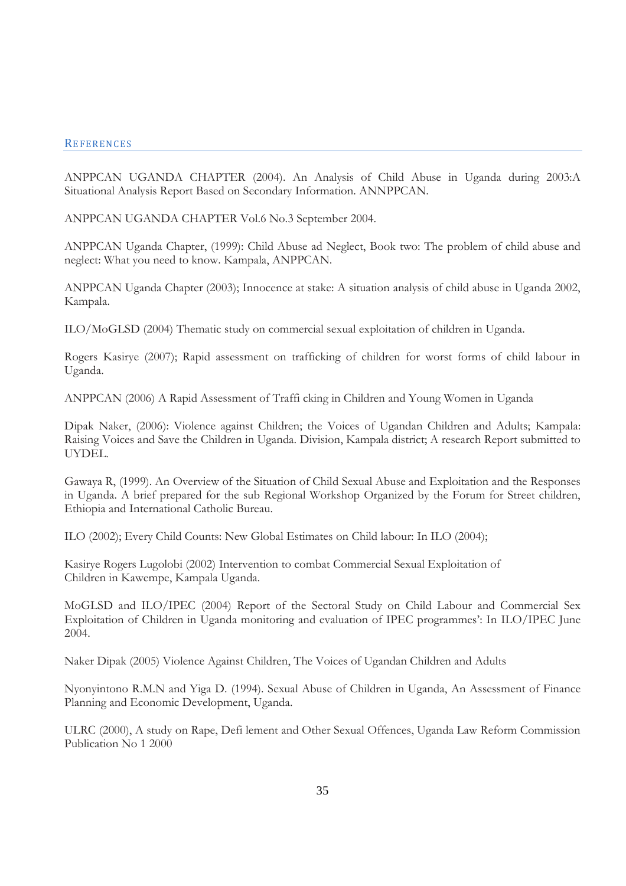## REFERENCES

ANPPCAN UGANDA CHAPTER (2004). An Analysis of Child Abuse in Uganda during 2003:A Situational Analysis Report Based on Secondary Information. ANNPPCAN.

ANPPCAN UGANDA CHAPTER Vol.6 No.3 September 2004.

ANPPCAN Uganda Chapter, (1999): Child Abuse ad Neglect, Book two: The problem of child abuse and neglect: What you need to know. Kampala, ANPPCAN.

ANPPCAN Uganda Chapter (2003); Innocence at stake: A situation analysis of child abuse in Uganda 2002, Kampala.

ILO/MoGLSD (2004) Thematic study on commercial sexual exploitation of children in Uganda.

Rogers Kasirye (2007); Rapid assessment on trafficking of children for worst forms of child labour in Uganda.

ANPPCAN (2006) A Rapid Assessment of Traffi cking in Children and Young Women in Uganda

Dipak Naker, (2006): Violence against Children; the Voices of Ugandan Children and Adults; Kampala: Raising Voices and Save the Children in Uganda. Division, Kampala district; A research Report submitted to UYDEL.

Gawaya R, (1999). An Overview of the Situation of Child Sexual Abuse and Exploitation and the Responses in Uganda. A brief prepared for the sub Regional Workshop Organized by the Forum for Street children, Ethiopia and International Catholic Bureau.

ILO (2002); Every Child Counts: New Global Estimates on Child labour: In ILO (2004);

Kasirye Rogers Lugolobi (2002) Intervention to combat Commercial Sexual Exploitation of Children in Kawempe, Kampala Uganda.

MoGLSD and ILO/IPEC (2004) Report of the Sectoral Study on Child Labour and Commercial Sex Exploitation of Children in Uganda monitoring and evaluation of IPEC programmes': In ILO/IPEC June 2004.

Naker Dipak (2005) Violence Against Children, The Voices of Ugandan Children and Adults

Nyonyintono R.M.N and Yiga D. (1994). Sexual Abuse of Children in Uganda, An Assessment of Finance Planning and Economic Development, Uganda.

ULRC (2000), A study on Rape, Defi lement and Other Sexual Offences, Uganda Law Reform Commission Publication No 1 2000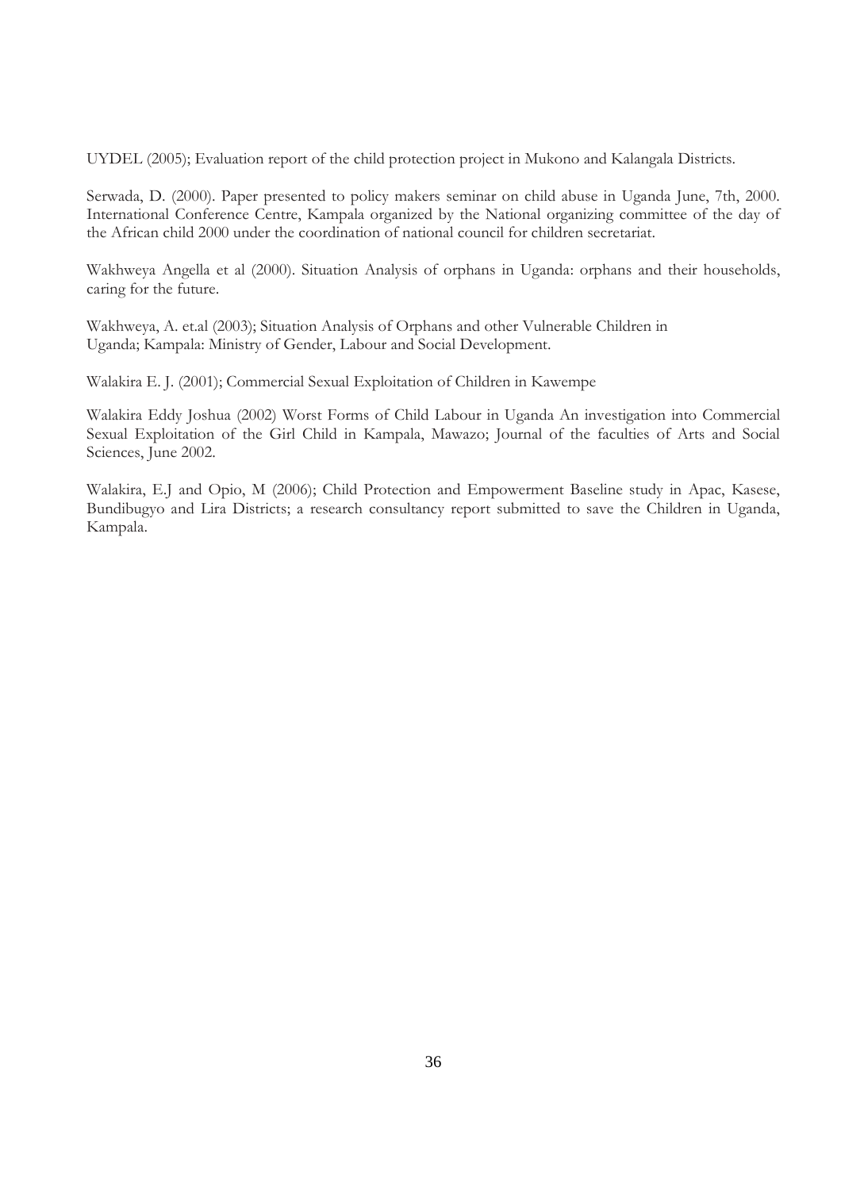UYDEL (2005); Evaluation report of the child protection project in Mukono and Kalangala Districts.

Serwada, D. (2000). Paper presented to policy makers seminar on child abuse in Uganda June, 7th, 2000. International Conference Centre, Kampala organized by the National organizing committee of the day of the African child 2000 under the coordination of national council for children secretariat.

Wakhweya Angella et al (2000). Situation Analysis of orphans in Uganda: orphans and their households, caring for the future.

Wakhweya, A. et.al (2003); Situation Analysis of Orphans and other Vulnerable Children in Uganda; Kampala: Ministry of Gender, Labour and Social Development.

Walakira E. J. (2001); Commercial Sexual Exploitation of Children in Kawempe

Walakira Eddy Joshua (2002) Worst Forms of Child Labour in Uganda An investigation into Commercial Sexual Exploitation of the Girl Child in Kampala, Mawazo; Journal of the faculties of Arts and Social Sciences, June 2002.

Walakira, E.J and Opio, M (2006); Child Protection and Empowerment Baseline study in Apac, Kasese, Bundibugyo and Lira Districts; a research consultancy report submitted to save the Children in Uganda, Kampala.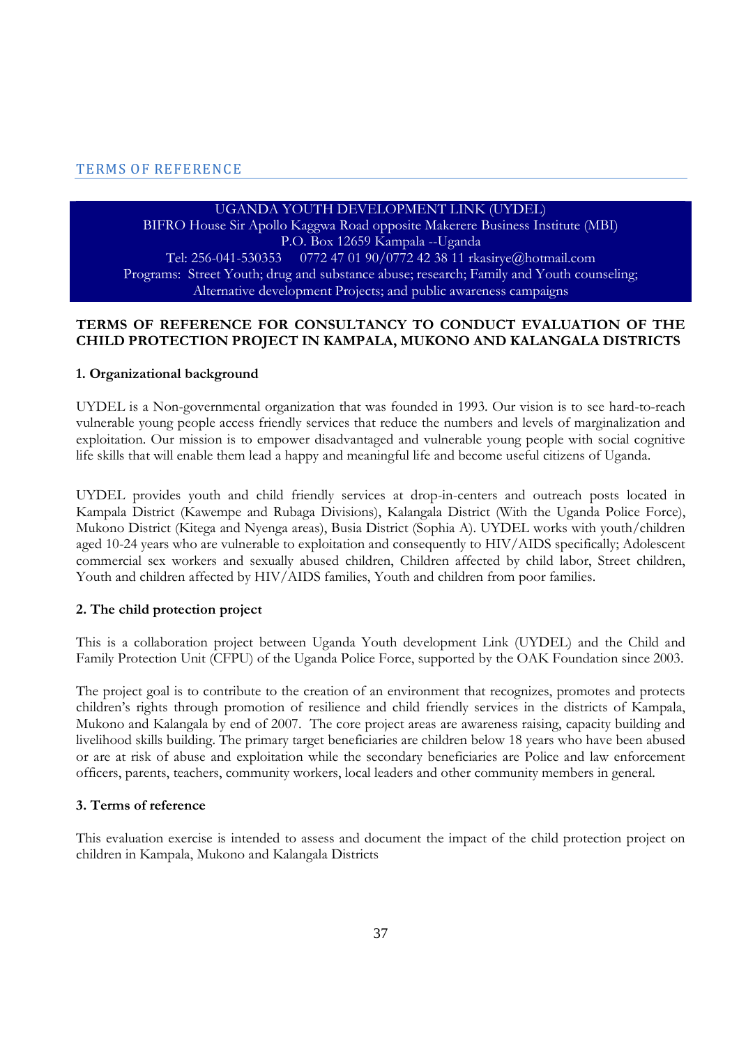## TERMS OF REFERENCE

UGANDA YOUTH DEVELOPMENT LINK (UYDEL)
BIFRO House Sir Apollo Kaggwa Road opposite Makerere Business Institute (MBI)
P.O. Box 12659 Kampala --Uganda
Tel: 256-041-530353 0772 47 01 90/0772 42 38 11 rkasirye@hotmail.com
Programs: Street Youth; drug and substance abuse; research; Family and Youth counseling; Alternative development Projects; and public awareness campaigns

**TERMS OF REFERENCE FOR CONSULTANCY TO CONDUCT EVALUATION OF THE CHILD PROTECTION PROJECT IN KAMPALA, MUKONO AND KALANGALA DISTRICTS**

**1. Organizational background**

UYDEL is a Non-governmental organization that was founded in 1993. Our vision is to see hard-to-reach vulnerable young people access friendly services that reduce the numbers and levels of marginalization and exploitation. Our mission is to empower disadvantaged and vulnerable young people with social cognitive life skills that will enable them lead a happy and meaningful life and become useful citizens of Uganda.

UYDEL provides youth and child friendly services at drop-in-centers and outreach posts located in Kampala District (Kawempe and Rubaga Divisions), Kalangala District (With the Uganda Police Force), Mukono District (Kitega and Nyenga areas), Busia District (Sophia A). UYDEL works with youth/children aged 10-24 years who are vulnerable to exploitation and consequently to HIV/AIDS specifically; Adolescent commercial sex workers and sexually abused children, Children affected by child labor, Street children, Youth and children affected by HIV/AIDS families, Youth and children from poor families.

**2. The child protection project**

This is a collaboration project between Uganda Youth development Link (UYDEL) and the Child and Family Protection Unit (CFPU) of the Uganda Police Force, supported by the OAK Foundation since 2003.

The project goal is to contribute to the creation of an environment that recognizes, promotes and protects children's rights through promotion of resilience and child friendly services in the districts of Kampala, Mukono and Kalangala by end of 2007. The core project areas are awareness raising, capacity building and livelihood skills building. The primary target beneficiaries are children below 18 years who have been abused or are at risk of abuse and exploitation while the secondary beneficiaries are Police and law enforcement officers, parents, teachers, community workers, local leaders and other community members in general.

**3. Terms of reference**

This evaluation exercise is intended to assess and document the impact of the child protection project on children in Kampala, Mukono and Kalangala Districts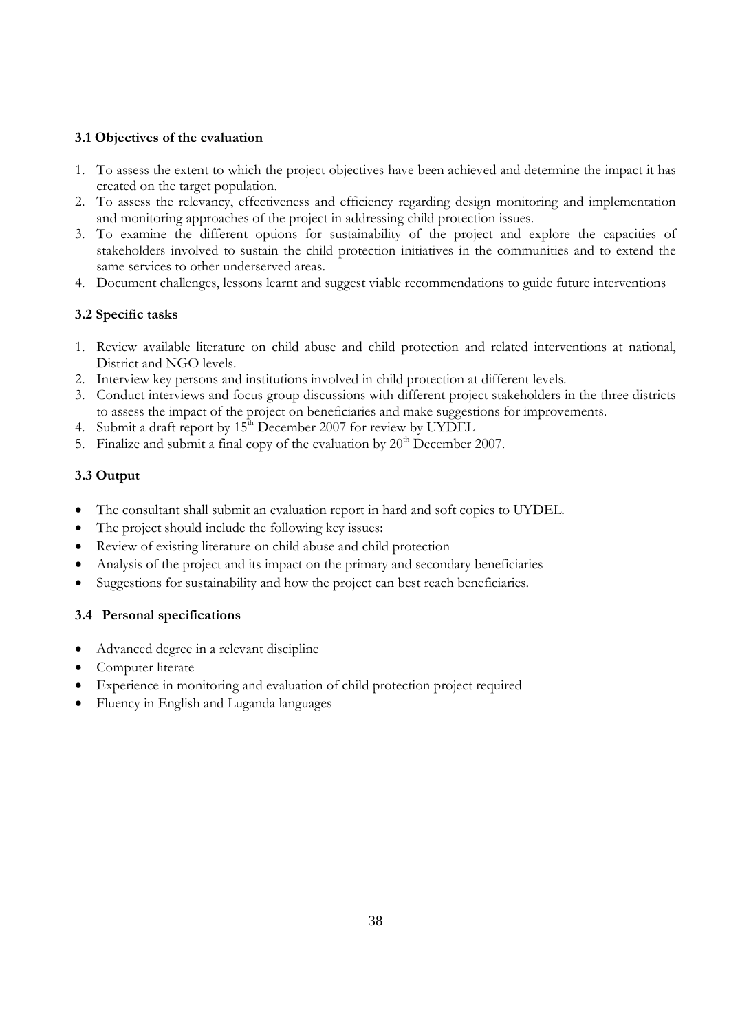### 3.1 Objectives of the evaluation

1. To assess the extent to which the project objectives have been achieved and determine the impact it has created on the target population.
2. To assess the relevancy, effectiveness and efficiency regarding design monitoring and implementation and monitoring approaches of the project in addressing child protection issues.
3. To examine the different options for sustainability of the project and explore the capacities of stakeholders involved to sustain the child protection initiatives in the communities and to extend the same services to other underserved areas.
4. Document challenges, lessons learnt and suggest viable recommendations to guide future interventions

### 3.2 Specific tasks

1. Review available literature on child abuse and child protection and related interventions at national, District and NGO levels.
2. Interview key persons and institutions involved in child protection at different levels.
3. Conduct interviews and focus group discussions with different project stakeholders in the three districts to assess the impact of the project on beneficiaries and make suggestions for improvements.
4. Submit a draft report by 15th December 2007 for review by UYDEL
5. Finalize and submit a final copy of the evaluation by 20th December 2007.

### 3.3 Output

- The consultant shall submit an evaluation report in hard and soft copies to UYDEL.
- The project should include the following key issues:
- Review of existing literature on child abuse and child protection
- Analysis of the project and its impact on the primary and secondary beneficiaries
- Suggestions for sustainability and how the project can best reach beneficiaries.

### 3.4 Personal specifications

- Advanced degree in a relevant discipline
- Computer literate
- Experience in monitoring and evaluation of child protection project required
- Fluency in English and Luganda languages